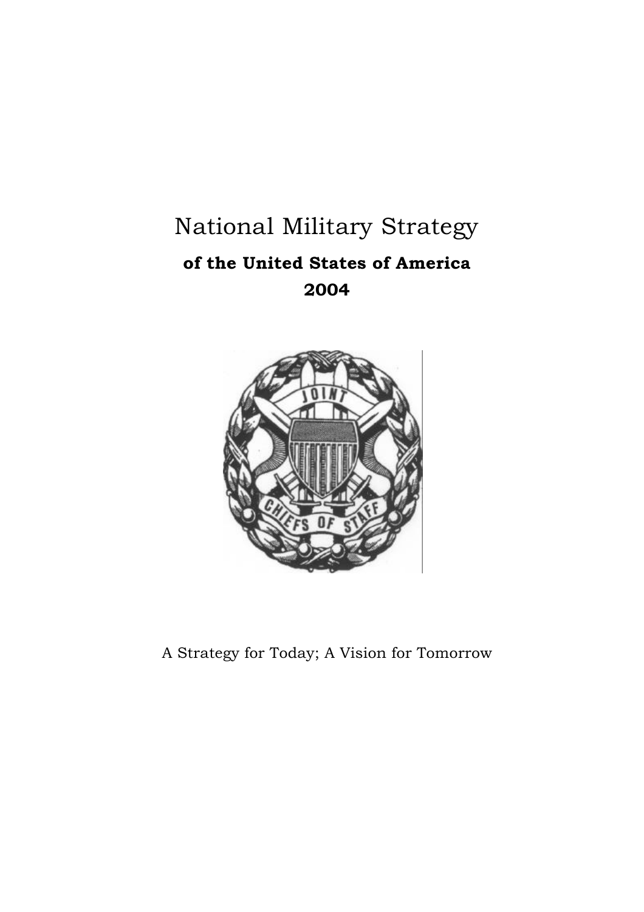# National Military Strategy

**of the United States of America**

**2004**

A Strategy for Today; A Vision for Tomorrow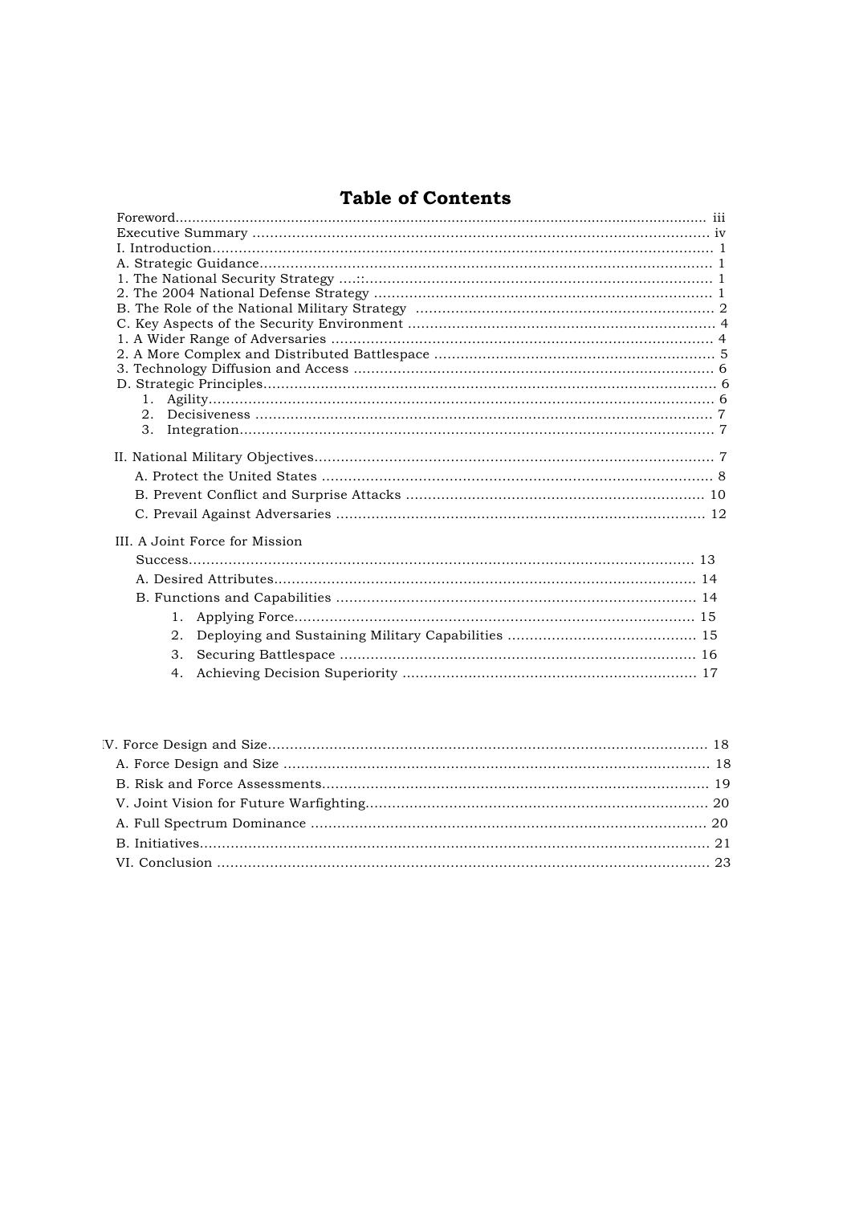# Table of Contents

Foreword................................................................................................................................ iii
Executive Summary ................................................................................................................ iv
I. Introduction......................................................................................................................... 1
A. Strategic Guidance.............................................................................................................. 1
1. The National Security Strategy ....::....................................................................................... 1
2. The 2004 National Defense Strategy ..................................................................................... 1
B. The Role of the National Military Strategy ........................................................................... 2
C. Key Aspects of the Security Environment ............................................................................. 4
1. A Wider Range of Adversaries .............................................................................................. 4
2. A More Complex and Distributed Battlespace ....................................................................... 5
3. Technology Diffusion and Access .......................................................................................... 6
D. Strategic Principles.............................................................................................................. 6
   1. Agility.............................................................................................................................. 6
   2. Decisiveness ..................................................................................................................... 7
   3. Integration........................................................................................................................ 7

II. National Military Objectives.................................................................................................. 7
   A. Protect the United States ................................................................................................. 8
   B. Prevent Conflict and Surprise Attacks ............................................................................. 10
   C. Prevail Against Adversaries ............................................................................................. 12

III. A Joint Force for Mission Success.......................................................................................... 13
   A. Desired Attributes.......................................................................................................... 14
   B. Functions and Capabilities ............................................................................................. 14
      1. Applying Force............................................................................................................ 15
      2. Deploying and Sustaining Military Capabilities ............................................................ 15
      3. Securing Battlespace ................................................................................................... 16
      4. Achieving Decision Superiority .................................................................................... 17

IV. Force Design and Size........................................................................................................... 18
   A. Force Design and Size ..................................................................................................... 18
   B. Risk and Force Assessments............................................................................................ 19
V. Joint Vision for Future Warfighting......................................................................................... 20
   A. Full Spectrum Dominance ............................................................................................... 20
   B. Initiatives........................................................................................................................ 21
VI. Conclusion ......................................................................................................................... 23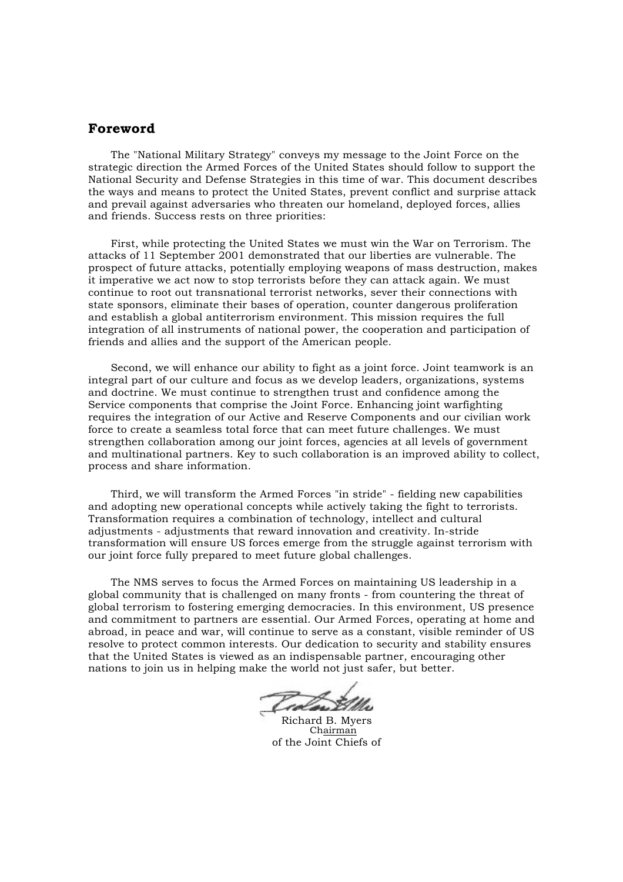## Foreword

The "National Military Strategy" conveys my message to the Joint Force on the strategic direction the Armed Forces of the United States should follow to support the National Security and Defense Strategies in this time of war. This document describes the ways and means to protect the United States, prevent conflict and surprise attack and prevail against adversaries who threaten our homeland, deployed forces, allies and friends. Success rests on three priorities:

First, while protecting the United States we must win the War on Terrorism. The attacks of 11 September 2001 demonstrated that our liberties are vulnerable. The prospect of future attacks, potentially employing weapons of mass destruction, makes it imperative we act now to stop terrorists before they can attack again. We must continue to root out transnational terrorist networks, sever their connections with state sponsors, eliminate their bases of operation, counter dangerous proliferation and establish a global antiterrorism environment. This mission requires the full integration of all instruments of national power, the cooperation and participation of friends and allies and the support of the American people.

Second, we will enhance our ability to fight as a joint force. Joint teamwork is an integral part of our culture and focus as we develop leaders, organizations, systems and doctrine. We must continue to strengthen trust and confidence among the Service components that comprise the Joint Force. Enhancing joint warfighting requires the integration of our Active and Reserve Components and our civilian work force to create a seamless total force that can meet future challenges. We must strengthen collaboration among our joint forces, agencies at all levels of government and multinational partners. Key to such collaboration is an improved ability to collect, process and share information.

Third, we will transform the Armed Forces "in stride" - fielding new capabilities and adopting new operational concepts while actively taking the fight to terrorists. Transformation requires a combination of technology, intellect and cultural adjustments - adjustments that reward innovation and creativity. In-stride transformation will ensure US forces emerge from the struggle against terrorism with our joint force fully prepared to meet future global challenges.

The NMS serves to focus the Armed Forces on maintaining US leadership in a global community that is challenged on many fronts - from countering the threat of global terrorism to fostering emerging democracies. In this environment, US presence and commitment to partners are essential. Our Armed Forces, operating at home and abroad, in peace and war, will continue to serve as a constant, visible reminder of US resolve to protect common interests. Our dedication to security and stability ensures that the United States is viewed as an indispensable partner, encouraging other nations to join us in helping make the world not just safer, but better.

Richard B. Myers
Chairman
of the Joint Chiefs of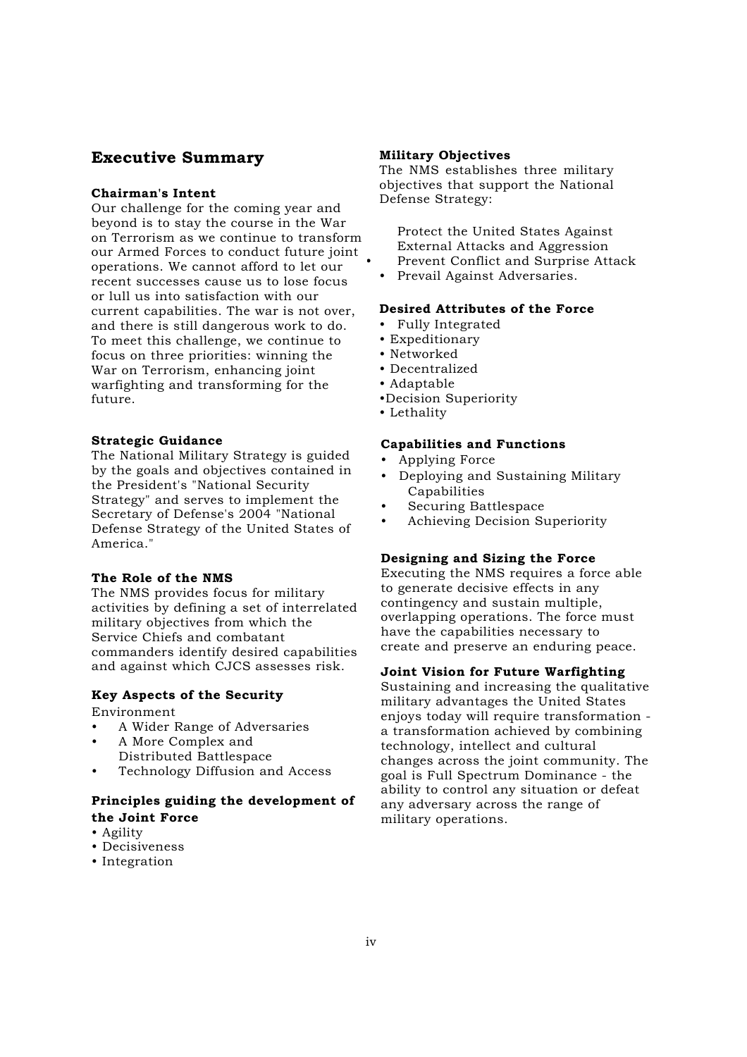## Executive Summary

**Chairman's Intent**

Our challenge for the coming year and beyond is to stay the course in the War on Terrorism as we continue to transform our Armed Forces to conduct future joint operations. We cannot afford to let our recent successes cause us to lose focus or lull us into satisfaction with our current capabilities. The war is not over, and there is still dangerous work to do. To meet this challenge, we continue to focus on three priorities: winning the War on Terrorism, enhancing joint warfighting and transforming for the future.

**Strategic Guidance**

The National Military Strategy is guided by the goals and objectives contained in the President's "National Security Strategy" and serves to implement the Secretary of Defense's 2004 "National Defense Strategy of the United States of America."

**The Role of the NMS**

The NMS provides focus for military activities by defining a set of interrelated military objectives from which the Service Chiefs and combatant commanders identify desired capabilities and against which CJCS assesses risk.

**Key Aspects of the Security** Environment

- A Wider Range of Adversaries
- A More Complex and Distributed Battlespace
- Technology Diffusion and Access

**Principles guiding the development of the Joint Force**

- Agility
- Decisiveness
- Integration

**Military Objectives**

The NMS establishes three military objectives that support the National Defense Strategy:

- Protect the United States Against External Attacks and Aggression
- Prevent Conflict and Surprise Attack
- Prevail Against Adversaries.

**Desired Attributes of the Force**

- Fully Integrated
- Expeditionary
- Networked
- Decentralized
- Adaptable
- Decision Superiority
- Lethality

**Capabilities and Functions**

- Applying Force
- Deploying and Sustaining Military Capabilities
- Securing Battlespace
- Achieving Decision Superiority

**Designing and Sizing the Force**

Executing the NMS requires a force able to generate decisive effects in any contingency and sustain multiple, overlapping operations. The force must have the capabilities necessary to create and preserve an enduring peace.

**Joint Vision for Future Warfighting**

Sustaining and increasing the qualitative military advantages the United States enjoys today will require transformation - a transformation achieved by combining technology, intellect and cultural changes across the joint community. The goal is Full Spectrum Dominance - the ability to control any situation or defeat any adversary across the range of military operations.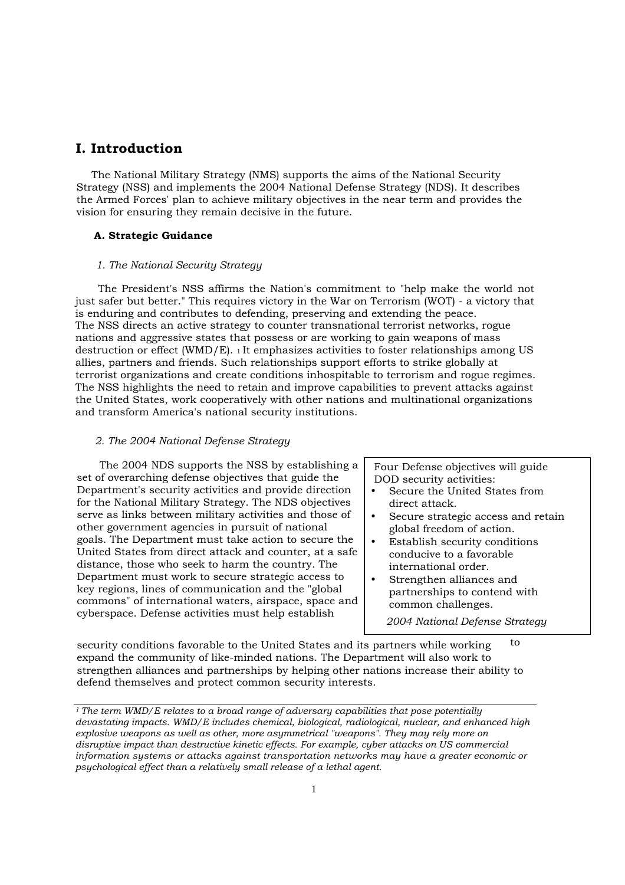# I. Introduction

The National Military Strategy (NMS) supports the aims of the National Security Strategy (NSS) and implements the 2004 National Defense Strategy (NDS). It describes the Armed Forces' plan to achieve military objectives in the near term and provides the vision for ensuring they remain decisive in the future.

### A. Strategic Guidance

#### *1. The National Security Strategy*

The President's NSS affirms the Nation's commitment to "help make the world not just safer but better." This requires victory in the War on Terrorism (WOT) - a victory that is enduring and contributes to defending, preserving and extending the peace. The NSS directs an active strategy to counter transnational terrorist networks, rogue nations and aggressive states that possess or are working to gain weapons of mass destruction or effect (WMD/E). [1] It emphasizes activities to foster relationships among US allies, partners and friends. Such relationships support efforts to strike globally at terrorist organizations and create conditions inhospitable to terrorism and rogue regimes. The NSS highlights the need to retain and improve capabilities to prevent attacks against the United States, work cooperatively with other nations and multinational organizations and transform America's national security institutions.

#### *2. The 2004 National Defense Strategy*

The 2004 NDS supports the NSS by establishing a set of overarching defense objectives that guide the Department's security activities and provide direction for the National Military Strategy. The NDS objectives serve as links between military activities and those of other government agencies in pursuit of national goals. The Department must take action to secure the United States from direct attack and counter, at a safe distance, those who seek to harm the country. The Department must work to secure strategic access to key regions, lines of communication and the "global commons" of international waters, airspace, space and cyberspace. Defense activities must help establish security conditions favorable to the United States and its partners while working to expand the community of like-minded nations. The Department will also work to strengthen alliances and partnerships by helping other nations increase their ability to defend themselves and protect common security interests.

> Four Defense objectives will guide DOD security activities:
> - Secure the United States from direct attack.
> - Secure strategic access and retain global freedom of action.
> - Establish security conditions conducive to a favorable international order.
> - Strengthen alliances and partnerships to contend with common challenges.
>
> *2004 National Defense Strategy*

---

*[1] The term WMD/E relates to a broad range of adversary capabilities that pose potentially devastating impacts. WMD/E includes chemical, biological, radiological, nuclear, and enhanced high explosive weapons as well as other, more asymmetrical "weapons". They may rely more on disruptive impact than destructive kinetic effects. For example, cyber attacks on US commercial information systems or attacks against transportation networks may have a greater economic or psychological effect than a relatively small release of a lethal agent.*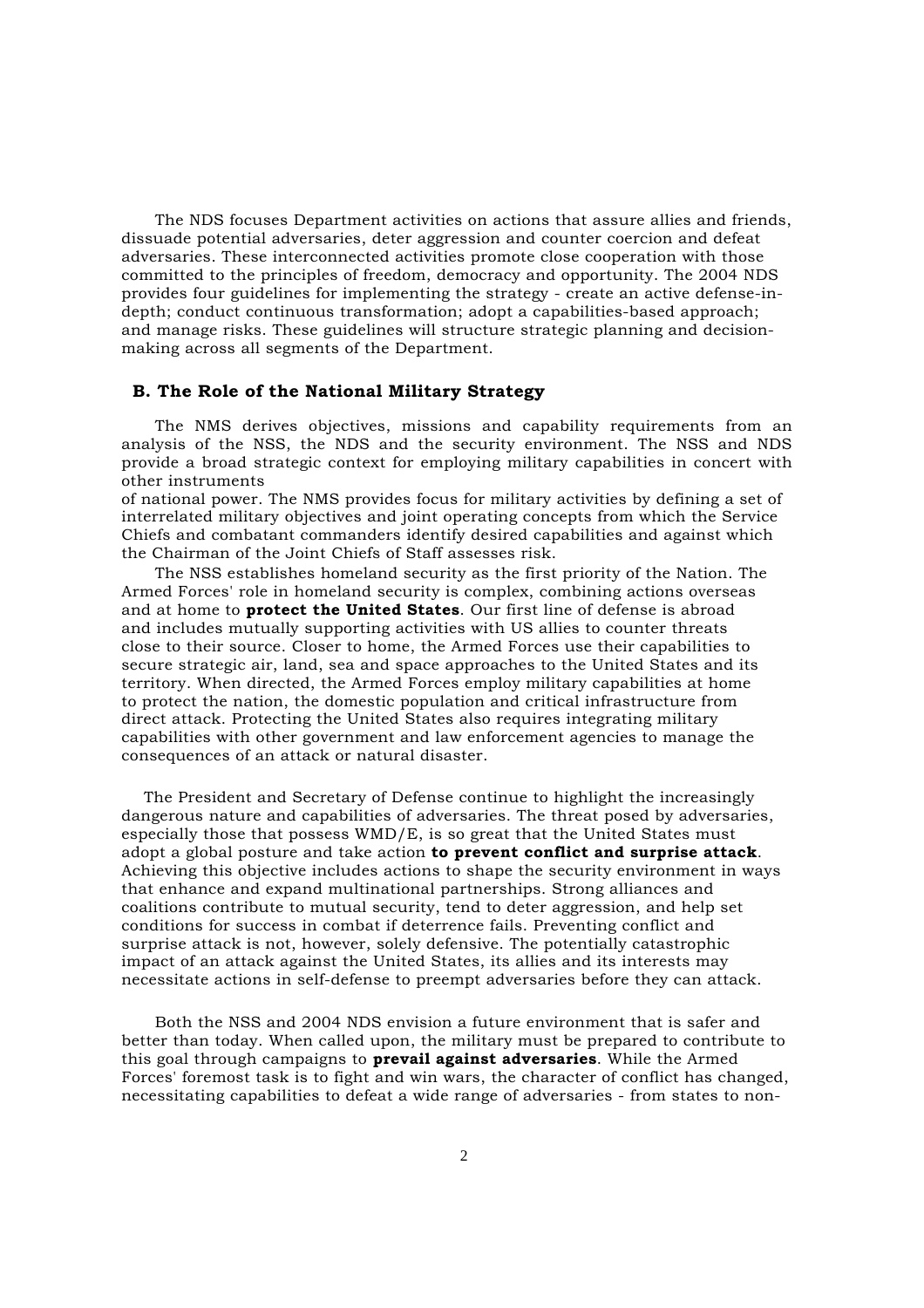The NDS focuses Department activities on actions that assure allies and friends, dissuade potential adversaries, deter aggression and counter coercion and defeat adversaries. These interconnected activities promote close cooperation with those committed to the principles of freedom, democracy and opportunity. The 2004 NDS provides four guidelines for implementing the strategy - create an active defense-in-depth; conduct continuous transformation; adopt a capabilities-based approach; and manage risks. These guidelines will structure strategic planning and decision-making across all segments of the Department.

### B. The Role of the National Military Strategy

The NMS derives objectives, missions and capability requirements from an analysis of the NSS, the NDS and the security environment. The NSS and NDS provide a broad strategic context for employing military capabilities in concert with other instruments of national power. The NMS provides focus for military activities by defining a set of interrelated military objectives and joint operating concepts from which the Service Chiefs and combatant commanders identify desired capabilities and against which the Chairman of the Joint Chiefs of Staff assesses risk.

The NSS establishes homeland security as the first priority of the Nation. The Armed Forces' role in homeland security is complex, combining actions overseas and at home to **protect the United States**. Our first line of defense is abroad and includes mutually supporting activities with US allies to counter threats close to their source. Closer to home, the Armed Forces use their capabilities to secure strategic air, land, sea and space approaches to the United States and its territory. When directed, the Armed Forces employ military capabilities at home to protect the nation, the domestic population and critical infrastructure from direct attack. Protecting the United States also requires integrating military capabilities with other government and law enforcement agencies to manage the consequences of an attack or natural disaster.

The President and Secretary of Defense continue to highlight the increasingly dangerous nature and capabilities of adversaries. The threat posed by adversaries, especially those that possess WMD/E, is so great that the United States must adopt a global posture and take action **to prevent conflict and surprise attack**. Achieving this objective includes actions to shape the security environment in ways that enhance and expand multinational partnerships. Strong alliances and coalitions contribute to mutual security, tend to deter aggression, and help set conditions for success in combat if deterrence fails. Preventing conflict and surprise attack is not, however, solely defensive. The potentially catastrophic impact of an attack against the United States, its allies and its interests may necessitate actions in self-defense to preempt adversaries before they can attack.

Both the NSS and 2004 NDS envision a future environment that is safer and better than today. When called upon, the military must be prepared to contribute to this goal through campaigns to **prevail against adversaries**. While the Armed Forces' foremost task is to fight and win wars, the character of conflict has changed, necessitating capabilities to defeat a wide range of adversaries - from states to non-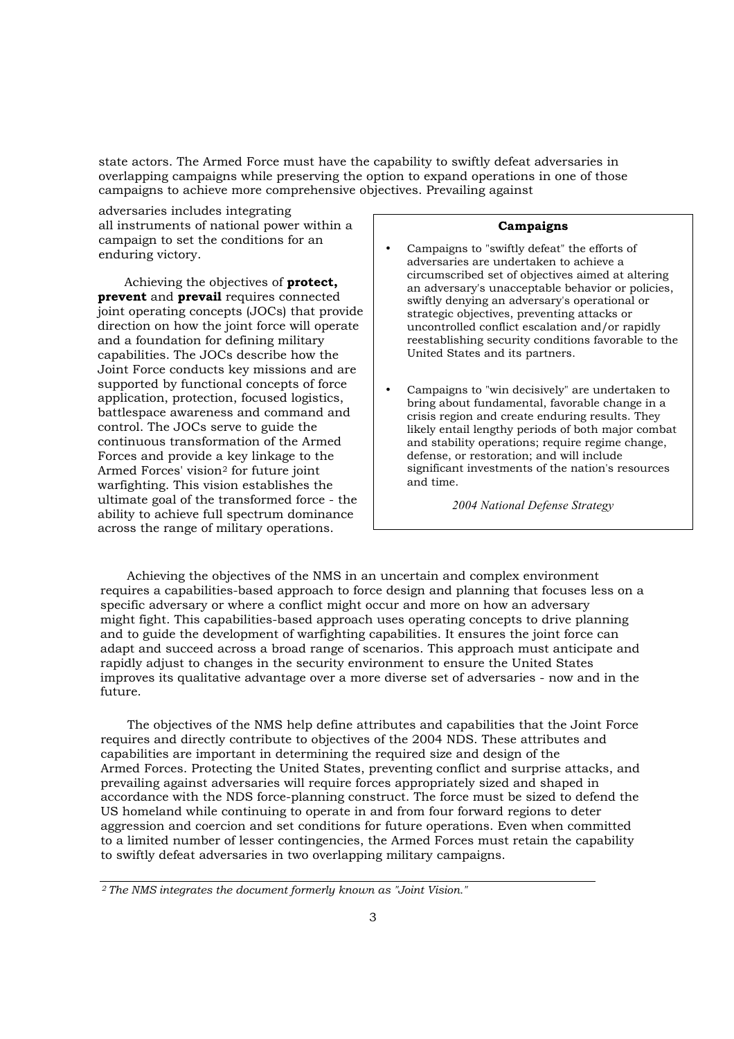state actors. The Armed Force must have the capability to swiftly defeat adversaries in overlapping campaigns while preserving the option to expand operations in one of those campaigns to achieve more comprehensive objectives. Prevailing against adversaries includes integrating all instruments of national power within a campaign to set the conditions for an enduring victory.

Achieving the objectives of **protect, prevent** and **prevail** requires connected joint operating concepts (JOCs) that provide direction on how the joint force will operate and a foundation for defining military capabilities. The JOCs describe how the Joint Force conducts key missions and are supported by functional concepts of force application, protection, focused logistics, battlespace awareness and command and control. The JOCs serve to guide the continuous transformation of the Armed Forces and provide a key linkage to the Armed Forces' vision[2] for future joint warfighting. This vision establishes the ultimate goal of the transformed force - the ability to achieve full spectrum dominance across the range of military operations.

> **Campaigns**
>
> - Campaigns to "swiftly defeat" the efforts of adversaries are undertaken to achieve a circumscribed set of objectives aimed at altering an adversary's unacceptable behavior or policies, swiftly denying an adversary's operational or strategic objectives, preventing attacks or uncontrolled conflict escalation and/or rapidly reestablishing security conditions favorable to the United States and its partners.
> - Campaigns to "win decisively" are undertaken to bring about fundamental, favorable change in a crisis region and create enduring results. They likely entail lengthy periods of both major combat and stability operations; require regime change, defense, or restoration; and will include significant investments of the nation's resources and time.
>
> *2004 National Defense Strategy*

Achieving the objectives of the NMS in an uncertain and complex environment requires a capabilities-based approach to force design and planning that focuses less on a specific adversary or where a conflict might occur and more on how an adversary might fight. This capabilities-based approach uses operating concepts to drive planning and to guide the development of warfighting capabilities. It ensures the joint force can adapt and succeed across a broad range of scenarios. This approach must anticipate and rapidly adjust to changes in the security environment to ensure the United States improves its qualitative advantage over a more diverse set of adversaries - now and in the future.

The objectives of the NMS help define attributes and capabilities that the Joint Force requires and directly contribute to objectives of the 2004 NDS. These attributes and capabilities are important in determining the required size and design of the Armed Forces. Protecting the United States, preventing conflict and surprise attacks, and prevailing against adversaries will require forces appropriately sized and shaped in accordance with the NDS force-planning construct. The force must be sized to defend the US homeland while continuing to operate in and from four forward regions to deter aggression and coercion and set conditions for future operations. Even when committed to a limited number of lesser contingencies, the Armed Forces must retain the capability to swiftly defeat adversaries in two overlapping military campaigns.

---

*[2] The NMS integrates the document formerly known as "Joint Vision."*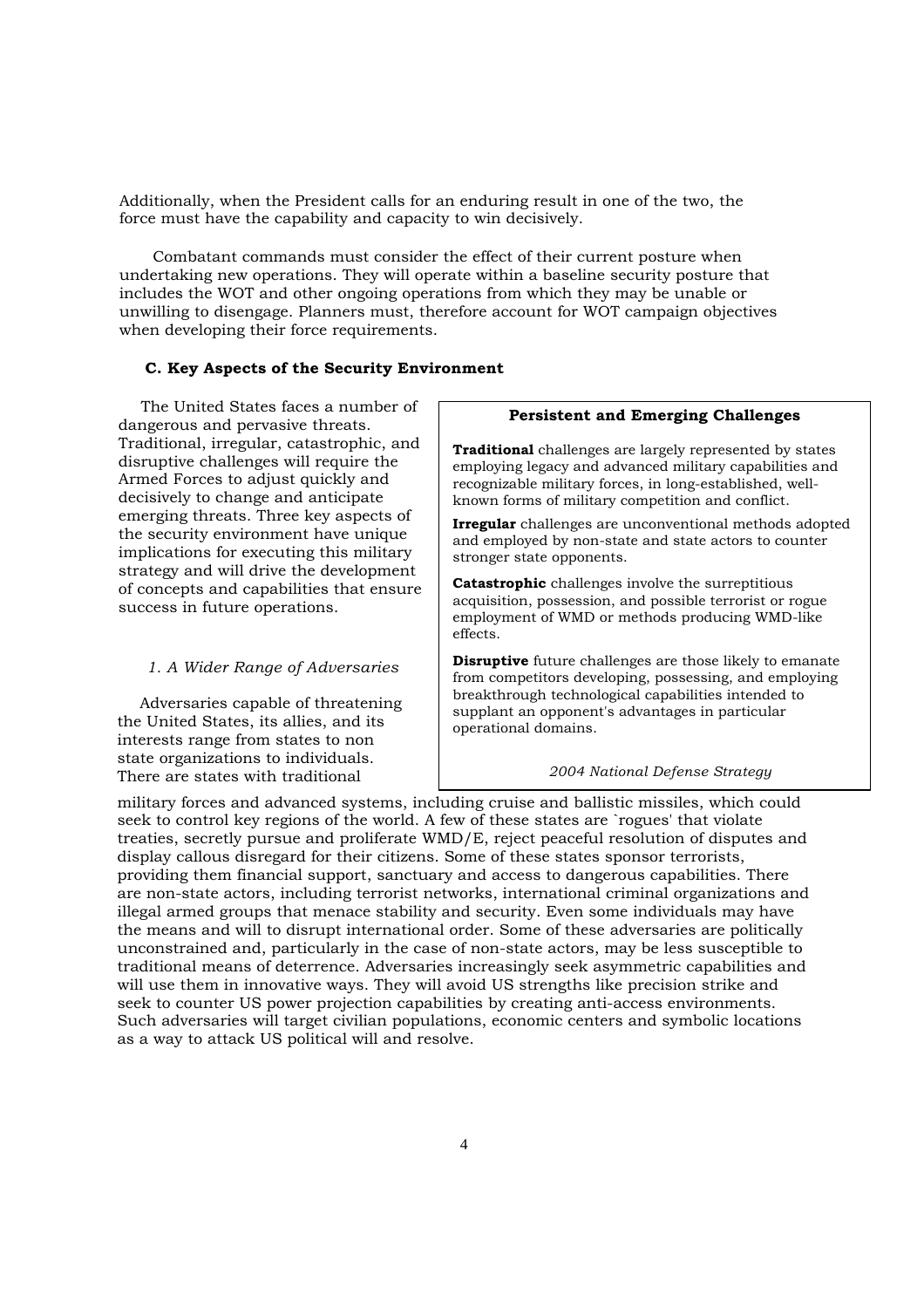Additionally, when the President calls for an enduring result in one of the two, the force must have the capability and capacity to win decisively.

Combatant commands must consider the effect of their current posture when undertaking new operations. They will operate within a baseline security posture that includes the WOT and other ongoing operations from which they may be unable or unwilling to disengage. Planners must, therefore account for WOT campaign objectives when developing their force requirements.

### C. Key Aspects of the Security Environment

The United States faces a number of dangerous and pervasive threats. Traditional, irregular, catastrophic, and disruptive challenges will require the Armed Forces to adjust quickly and decisively to change and anticipate emerging threats. Three key aspects of the security environment have unique implications for executing this military strategy and will drive the development of concepts and capabilities that ensure success in future operations.

> **Persistent and Emerging Challenges**
>
> **Traditional** challenges are largely represented by states employing legacy and advanced military capabilities and recognizable military forces, in long-established, well-known forms of military competition and conflict.
>
> **Irregular** challenges are unconventional methods adopted and employed by non-state and state actors to counter stronger state opponents.
>
> **Catastrophic** challenges involve the surreptitious acquisition, possession, and possible terrorist or rogue employment of WMD or methods producing WMD-like effects.
>
> **Disruptive** future challenges are those likely to emanate from competitors developing, possessing, and employing breakthrough technological capabilities intended to supplant an opponent's advantages in particular operational domains.
>
> *2004 National Defense Strategy*

#### *1. A Wider Range of Adversaries*

Adversaries capable of threatening the United States, its allies, and its interests range from states to non state organizations to individuals. There are states with traditional military forces and advanced systems, including cruise and ballistic missiles, which could seek to control key regions of the world. A few of these states are `rogues' that violate treaties, secretly pursue and proliferate WMD/E, reject peaceful resolution of disputes and display callous disregard for their citizens. Some of these states sponsor terrorists, providing them financial support, sanctuary and access to dangerous capabilities. There are non-state actors, including terrorist networks, international criminal organizations and illegal armed groups that menace stability and security. Even some individuals may have the means and will to disrupt international order. Some of these adversaries are politically unconstrained and, particularly in the case of non-state actors, may be less susceptible to traditional means of deterrence. Adversaries increasingly seek asymmetric capabilities and will use them in innovative ways. They will avoid US strengths like precision strike and seek to counter US power projection capabilities by creating anti-access environments. Such adversaries will target civilian populations, economic centers and symbolic locations as a way to attack US political will and resolve.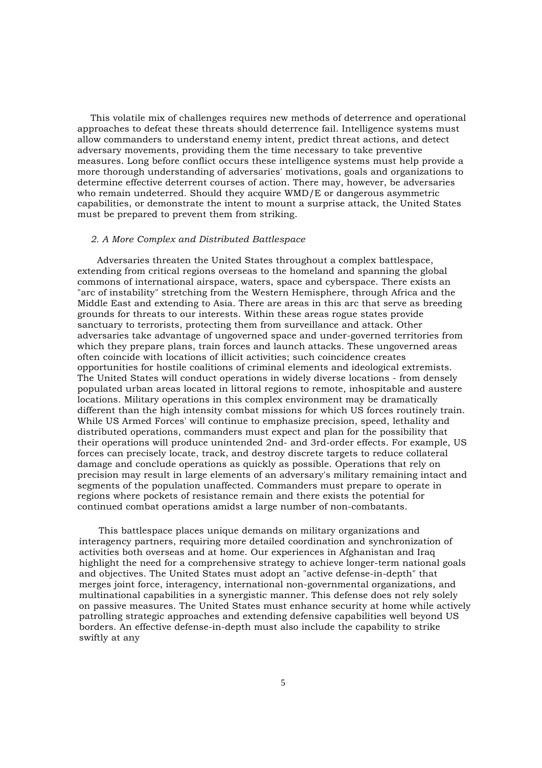This volatile mix of challenges requires new methods of deterrence and operational approaches to defeat these threats should deterrence fail. Intelligence systems must allow commanders to understand enemy intent, predict threat actions, and detect adversary movements, providing them the time necessary to take preventive measures. Long before conflict occurs these intelligence systems must help provide a more thorough understanding of adversaries' motivations, goals and organizations to determine effective deterrent courses of action. There may, however, be adversaries who remain undeterred. Should they acquire WMD/E or dangerous asymmetric capabilities, or demonstrate the intent to mount a surprise attack, the United States must be prepared to prevent them from striking.

*2. A More Complex and Distributed Battlespace*

Adversaries threaten the United States throughout a complex battlespace, extending from critical regions overseas to the homeland and spanning the global commons of international airspace, waters, space and cyberspace. There exists an "arc of instability" stretching from the Western Hemisphere, through Africa and the Middle East and extending to Asia. There are areas in this arc that serve as breeding grounds for threats to our interests. Within these areas rogue states provide sanctuary to terrorists, protecting them from surveillance and attack. Other adversaries take advantage of ungoverned space and under-governed territories from which they prepare plans, train forces and launch attacks. These ungoverned areas often coincide with locations of illicit activities; such coincidence creates opportunities for hostile coalitions of criminal elements and ideological extremists. The United States will conduct operations in widely diverse locations - from densely populated urban areas located in littoral regions to remote, inhospitable and austere locations. Military operations in this complex environment may be dramatically different than the high intensity combat missions for which US forces routinely train. While US Armed Forces' will continue to emphasize precision, speed, lethality and distributed operations, commanders must expect and plan for the possibility that their operations will produce unintended 2nd- and 3rd-order effects. For example, US forces can precisely locate, track, and destroy discrete targets to reduce collateral damage and conclude operations as quickly as possible. Operations that rely on precision may result in large elements of an adversary's military remaining intact and segments of the population unaffected. Commanders must prepare to operate in regions where pockets of resistance remain and there exists the potential for continued combat operations amidst a large number of non-combatants.

This battlespace places unique demands on military organizations and interagency partners, requiring more detailed coordination and synchronization of activities both overseas and at home. Our experiences in Afghanistan and Iraq highlight the need for a comprehensive strategy to achieve longer-term national goals and objectives. The United States must adopt an "active defense-in-depth" that merges joint force, interagency, international non-governmental organizations, and multinational capabilities in a synergistic manner. This defense does not rely solely on passive measures. The United States must enhance security at home while actively patrolling strategic approaches and extending defensive capabilities well beyond US borders. An effective defense-in-depth must also include the capability to strike swiftly at any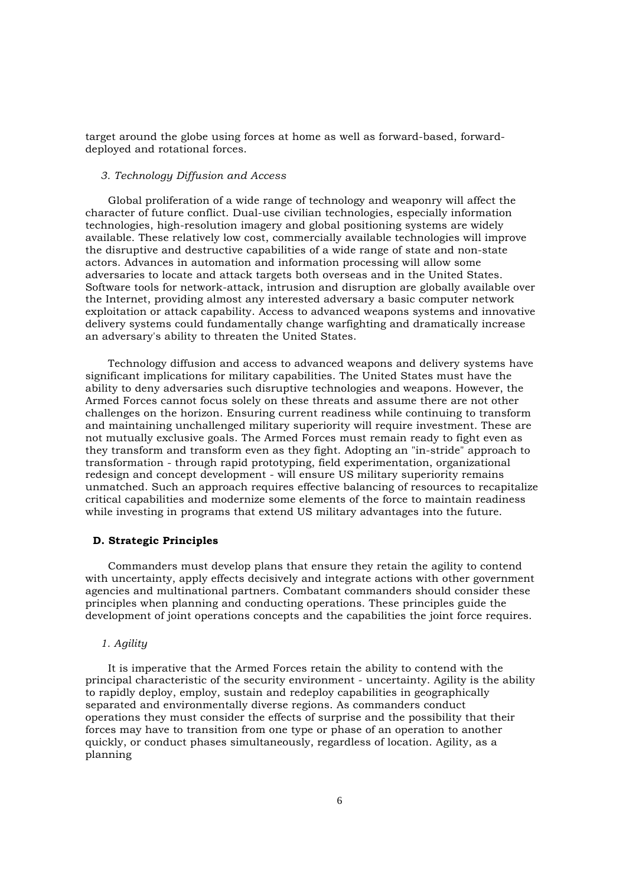target around the globe using forces at home as well as forward-based, forward-deployed and rotational forces.

*3. Technology Diffusion and Access*

Global proliferation of a wide range of technology and weaponry will affect the character of future conflict. Dual-use civilian technologies, especially information technologies, high-resolution imagery and global positioning systems are widely available. These relatively low cost, commercially available technologies will improve the disruptive and destructive capabilities of a wide range of state and non-state actors. Advances in automation and information processing will allow some adversaries to locate and attack targets both overseas and in the United States. Software tools for network-attack, intrusion and disruption are globally available over the Internet, providing almost any interested adversary a basic computer network exploitation or attack capability. Access to advanced weapons systems and innovative delivery systems could fundamentally change warfighting and dramatically increase an adversary's ability to threaten the United States.

Technology diffusion and access to advanced weapons and delivery systems have significant implications for military capabilities. The United States must have the ability to deny adversaries such disruptive technologies and weapons. However, the Armed Forces cannot focus solely on these threats and assume there are not other challenges on the horizon. Ensuring current readiness while continuing to transform and maintaining unchallenged military superiority will require investment. These are not mutually exclusive goals. The Armed Forces must remain ready to fight even as they transform and transform even as they fight. Adopting an "in-stride" approach to transformation - through rapid prototyping, field experimentation, organizational redesign and concept development - will ensure US military superiority remains unmatched. Such an approach requires effective balancing of resources to recapitalize critical capabilities and modernize some elements of the force to maintain readiness while investing in programs that extend US military advantages into the future.

**D. Strategic Principles**

Commanders must develop plans that ensure they retain the agility to contend with uncertainty, apply effects decisively and integrate actions with other government agencies and multinational partners. Combatant commanders should consider these principles when planning and conducting operations. These principles guide the development of joint operations concepts and the capabilities the joint force requires.

*1. Agility*

It is imperative that the Armed Forces retain the ability to contend with the principal characteristic of the security environment - uncertainty. Agility is the ability to rapidly deploy, employ, sustain and redeploy capabilities in geographically separated and environmentally diverse regions. As commanders conduct operations they must consider the effects of surprise and the possibility that their forces may have to transition from one type or phase of an operation to another quickly, or conduct phases simultaneously, regardless of location. Agility, as a planning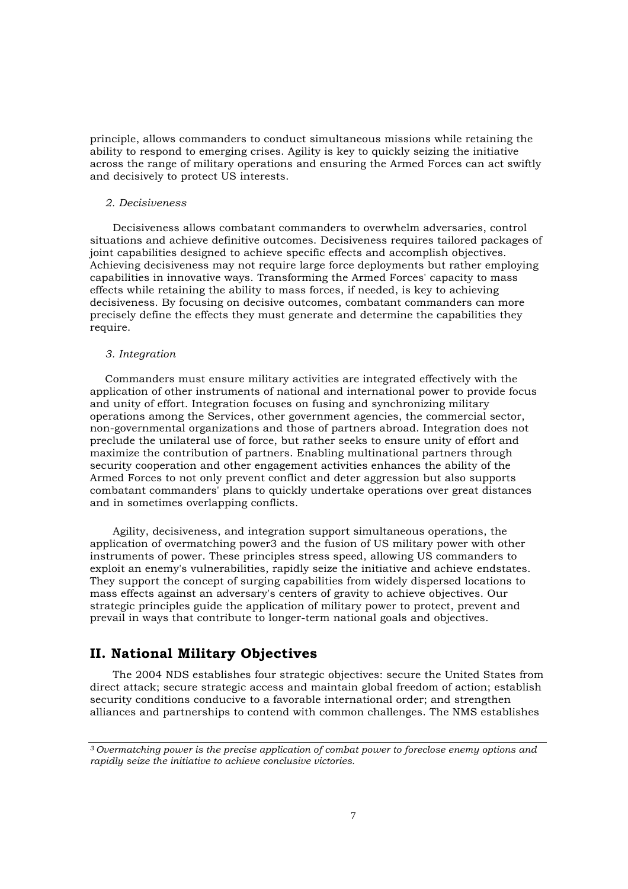principle, allows commanders to conduct simultaneous missions while retaining the ability to respond to emerging crises. Agility is key to quickly seizing the initiative across the range of military operations and ensuring the Armed Forces can act swiftly and decisively to protect US interests.

*2. Decisiveness*

Decisiveness allows combatant commanders to overwhelm adversaries, control situations and achieve definitive outcomes. Decisiveness requires tailored packages of joint capabilities designed to achieve specific effects and accomplish objectives. Achieving decisiveness may not require large force deployments but rather employing capabilities in innovative ways. Transforming the Armed Forces' capacity to mass effects while retaining the ability to mass forces, if needed, is key to achieving decisiveness. By focusing on decisive outcomes, combatant commanders can more precisely define the effects they must generate and determine the capabilities they require.

*3. Integration*

Commanders must ensure military activities are integrated effectively with the application of other instruments of national and international power to provide focus and unity of effort. Integration focuses on fusing and synchronizing military operations among the Services, other government agencies, the commercial sector, non-governmental organizations and those of partners abroad. Integration does not preclude the unilateral use of force, but rather seeks to ensure unity of effort and maximize the contribution of partners. Enabling multinational partners through security cooperation and other engagement activities enhances the ability of the Armed Forces to not only prevent conflict and deter aggression but also supports combatant commanders' plans to quickly undertake operations over great distances and in sometimes overlapping conflicts.

Agility, decisiveness, and integration support simultaneous operations, the application of overmatching power[3] and the fusion of US military power with other instruments of power. These principles stress speed, allowing US commanders to exploit an enemy's vulnerabilities, rapidly seize the initiative and achieve endstates. They support the concept of surging capabilities from widely dispersed locations to mass effects against an adversary's centers of gravity to achieve objectives. Our strategic principles guide the application of military power to protect, prevent and prevail in ways that contribute to longer-term national goals and objectives.

## II. National Military Objectives

The 2004 NDS establishes four strategic objectives: secure the United States from direct attack; secure strategic access and maintain global freedom of action; establish security conditions conducive to a favorable international order; and strengthen alliances and partnerships to contend with common challenges. The NMS establishes

---

*[3] Overmatching power is the precise application of combat power to foreclose enemy options and rapidly seize the initiative to achieve conclusive victories.*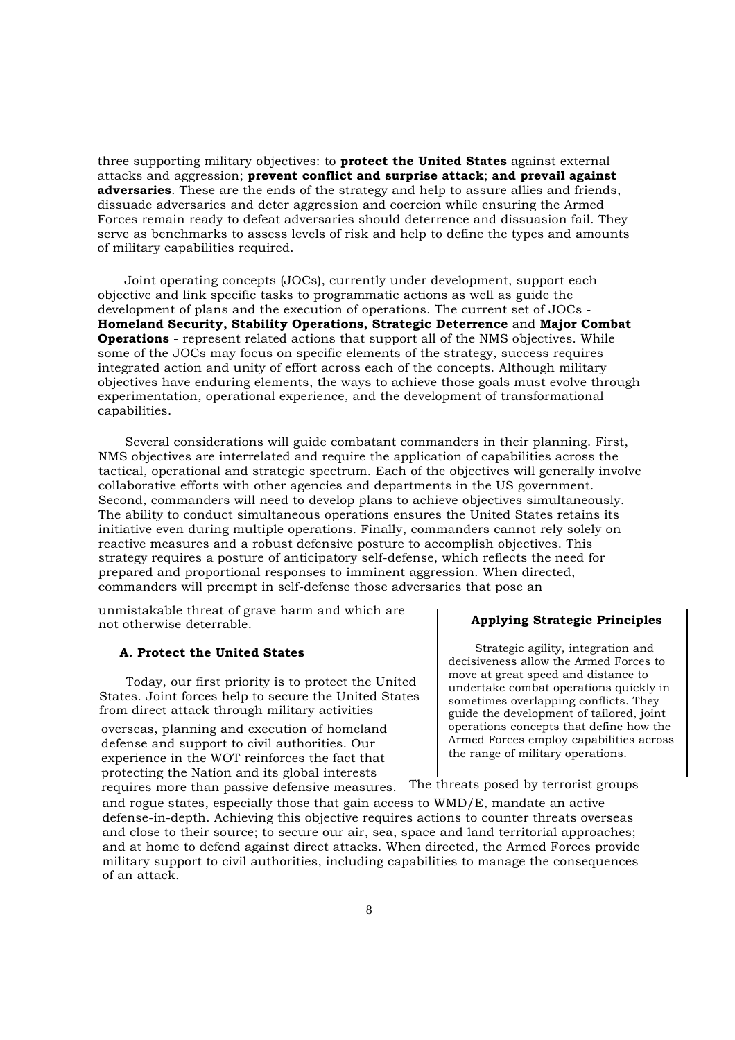three supporting military objectives: to **protect the United States** against external attacks and aggression; **prevent conflict and surprise attack**; **and prevail against adversaries**. These are the ends of the strategy and help to assure allies and friends, dissuade adversaries and deter aggression and coercion while ensuring the Armed Forces remain ready to defeat adversaries should deterrence and dissuasion fail. They serve as benchmarks to assess levels of risk and help to define the types and amounts of military capabilities required.

Joint operating concepts (JOCs), currently under development, support each objective and link specific tasks to programmatic actions as well as guide the development of plans and the execution of operations. The current set of JOCs - **Homeland Security, Stability Operations, Strategic Deterrence** and **Major Combat Operations** - represent related actions that support all of the NMS objectives. While some of the JOCs may focus on specific elements of the strategy, success requires integrated action and unity of effort across each of the concepts. Although military objectives have enduring elements, the ways to achieve those goals must evolve through experimentation, operational experience, and the development of transformational capabilities.

Several considerations will guide combatant commanders in their planning. First, NMS objectives are interrelated and require the application of capabilities across the tactical, operational and strategic spectrum. Each of the objectives will generally involve collaborative efforts with other agencies and departments in the US government. Second, commanders will need to develop plans to achieve objectives simultaneously. The ability to conduct simultaneous operations ensures the United States retains its initiative even during multiple operations. Finally, commanders cannot rely solely on reactive measures and a robust defensive posture to accomplish objectives. This strategy requires a posture of anticipatory self-defense, which reflects the need for prepared and proportional responses to imminent aggression. When directed, commanders will preempt in self-defense those adversaries that pose an unmistakable threat of grave harm and which are not otherwise deterrable.

### A. Protect the United States

Today, our first priority is to protect the United States. Joint forces help to secure the United States from direct attack through military activities overseas, planning and execution of homeland defense and support to civil authorities. Our experience in the WOT reinforces the fact that protecting the Nation and its global interests requires more than passive defensive measures. The threats posed by terrorist groups and rogue states, especially those that gain access to WMD/E, mandate an active defense-in-depth. Achieving this objective requires actions to counter threats overseas and close to their source; to secure our air, sea, space and land territorial approaches; and at home to defend against direct attacks. When directed, the Armed Forces provide military support to civil authorities, including capabilities to manage the consequences of an attack.

> **Applying Strategic Principles**
>
> Strategic agility, integration and decisiveness allow the Armed Forces to move at great speed and distance to undertake combat operations quickly in sometimes overlapping conflicts. They guide the development of tailored, joint operations concepts that define how the Armed Forces employ capabilities across the range of military operations.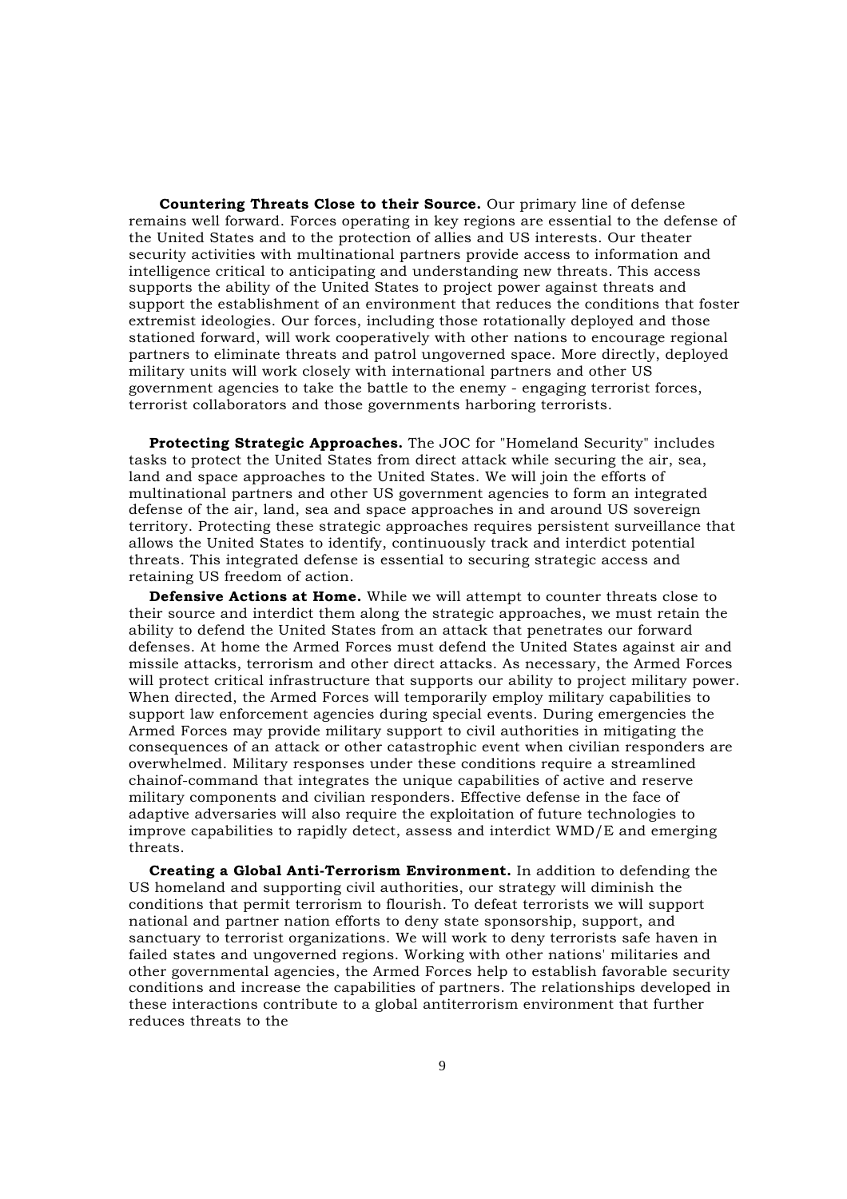**Countering Threats Close to their Source.** Our primary line of defense remains well forward. Forces operating in key regions are essential to the defense of the United States and to the protection of allies and US interests. Our theater security activities with multinational partners provide access to information and intelligence critical to anticipating and understanding new threats. This access supports the ability of the United States to project power against threats and support the establishment of an environment that reduces the conditions that foster extremist ideologies. Our forces, including those rotationally deployed and those stationed forward, will work cooperatively with other nations to encourage regional partners to eliminate threats and patrol ungoverned space. More directly, deployed military units will work closely with international partners and other US government agencies to take the battle to the enemy - engaging terrorist forces, terrorist collaborators and those governments harboring terrorists.

**Protecting Strategic Approaches.** The JOC for "Homeland Security" includes tasks to protect the United States from direct attack while securing the air, sea, land and space approaches to the United States. We will join the efforts of multinational partners and other US government agencies to form an integrated defense of the air, land, sea and space approaches in and around US sovereign territory. Protecting these strategic approaches requires persistent surveillance that allows the United States to identify, continuously track and interdict potential threats. This integrated defense is essential to securing strategic access and retaining US freedom of action.

**Defensive Actions at Home.** While we will attempt to counter threats close to their source and interdict them along the strategic approaches, we must retain the ability to defend the United States from an attack that penetrates our forward defenses. At home the Armed Forces must defend the United States against air and missile attacks, terrorism and other direct attacks. As necessary, the Armed Forces will protect critical infrastructure that supports our ability to project military power. When directed, the Armed Forces will temporarily employ military capabilities to support law enforcement agencies during special events. During emergencies the Armed Forces may provide military support to civil authorities in mitigating the consequences of an attack or other catastrophic event when civilian responders are overwhelmed. Military responses under these conditions require a streamlined chainof-command that integrates the unique capabilities of active and reserve military components and civilian responders. Effective defense in the face of adaptive adversaries will also require the exploitation of future technologies to improve capabilities to rapidly detect, assess and interdict WMD/E and emerging threats.

**Creating a Global Anti-Terrorism Environment.** In addition to defending the US homeland and supporting civil authorities, our strategy will diminish the conditions that permit terrorism to flourish. To defeat terrorists we will support national and partner nation efforts to deny state sponsorship, support, and sanctuary to terrorist organizations. We will work to deny terrorists safe haven in failed states and ungoverned regions. Working with other nations' militaries and other governmental agencies, the Armed Forces help to establish favorable security conditions and increase the capabilities of partners. The relationships developed in these interactions contribute to a global antiterrorism environment that further reduces threats to the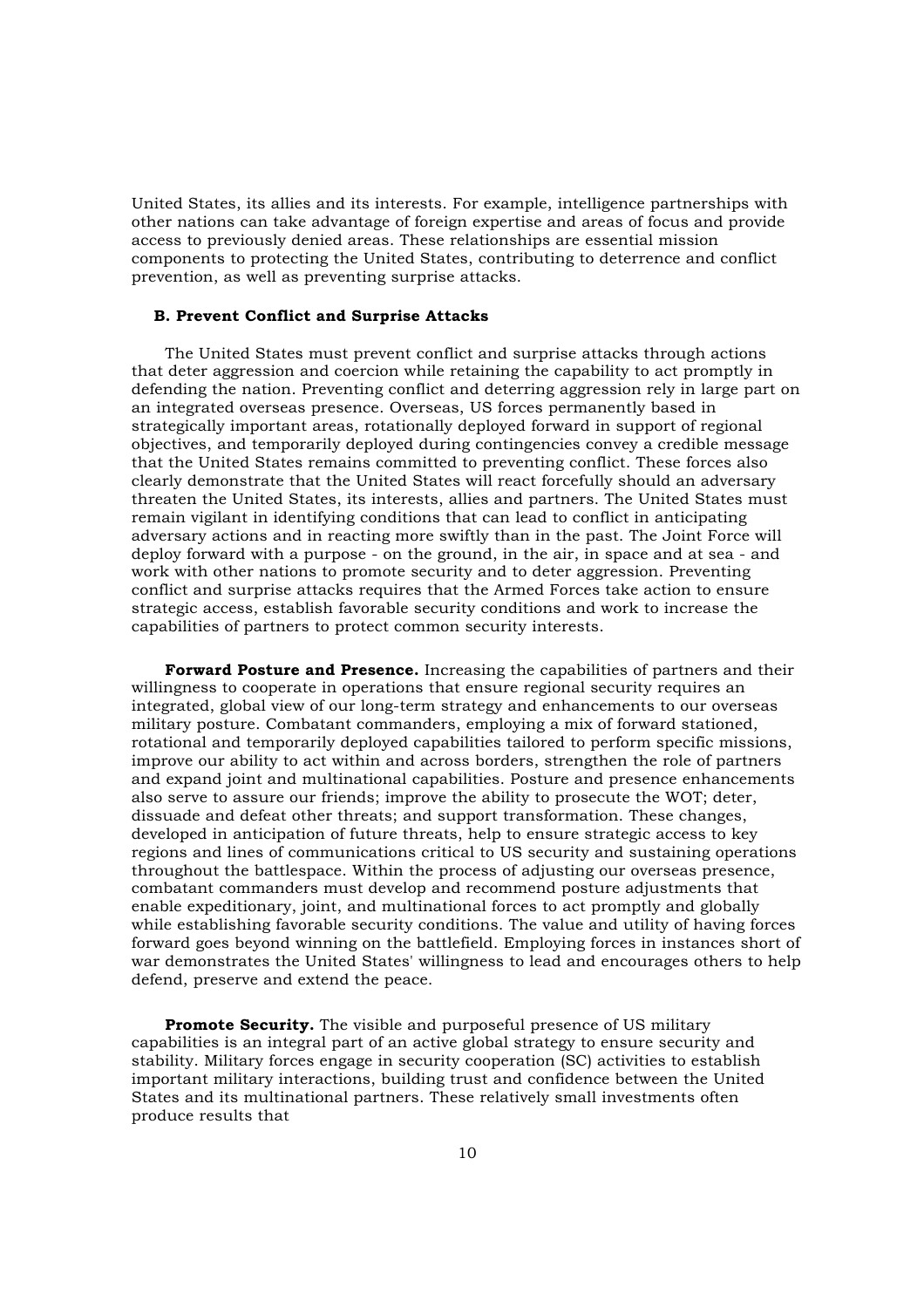United States, its allies and its interests. For example, intelligence partnerships with other nations can take advantage of foreign expertise and areas of focus and provide access to previously denied areas. These relationships are essential mission components to protecting the United States, contributing to deterrence and conflict prevention, as well as preventing surprise attacks.

### B. Prevent Conflict and Surprise Attacks

The United States must prevent conflict and surprise attacks through actions that deter aggression and coercion while retaining the capability to act promptly in defending the nation. Preventing conflict and deterring aggression rely in large part on an integrated overseas presence. Overseas, US forces permanently based in strategically important areas, rotationally deployed forward in support of regional objectives, and temporarily deployed during contingencies convey a credible message that the United States remains committed to preventing conflict. These forces also clearly demonstrate that the United States will react forcefully should an adversary threaten the United States, its interests, allies and partners. The United States must remain vigilant in identifying conditions that can lead to conflict in anticipating adversary actions and in reacting more swiftly than in the past. The Joint Force will deploy forward with a purpose - on the ground, in the air, in space and at sea - and work with other nations to promote security and to deter aggression. Preventing conflict and surprise attacks requires that the Armed Forces take action to ensure strategic access, establish favorable security conditions and work to increase the capabilities of partners to protect common security interests.

**Forward Posture and Presence.** Increasing the capabilities of partners and their willingness to cooperate in operations that ensure regional security requires an integrated, global view of our long-term strategy and enhancements to our overseas military posture. Combatant commanders, employing a mix of forward stationed, rotational and temporarily deployed capabilities tailored to perform specific missions, improve our ability to act within and across borders, strengthen the role of partners and expand joint and multinational capabilities. Posture and presence enhancements also serve to assure our friends; improve the ability to prosecute the WOT; deter, dissuade and defeat other threats; and support transformation. These changes, developed in anticipation of future threats, help to ensure strategic access to key regions and lines of communications critical to US security and sustaining operations throughout the battlespace. Within the process of adjusting our overseas presence, combatant commanders must develop and recommend posture adjustments that enable expeditionary, joint, and multinational forces to act promptly and globally while establishing favorable security conditions. The value and utility of having forces forward goes beyond winning on the battlefield. Employing forces in instances short of war demonstrates the United States' willingness to lead and encourages others to help defend, preserve and extend the peace.

**Promote Security.** The visible and purposeful presence of US military capabilities is an integral part of an active global strategy to ensure security and stability. Military forces engage in security cooperation (SC) activities to establish important military interactions, building trust and confidence between the United States and its multinational partners. These relatively small investments often produce results that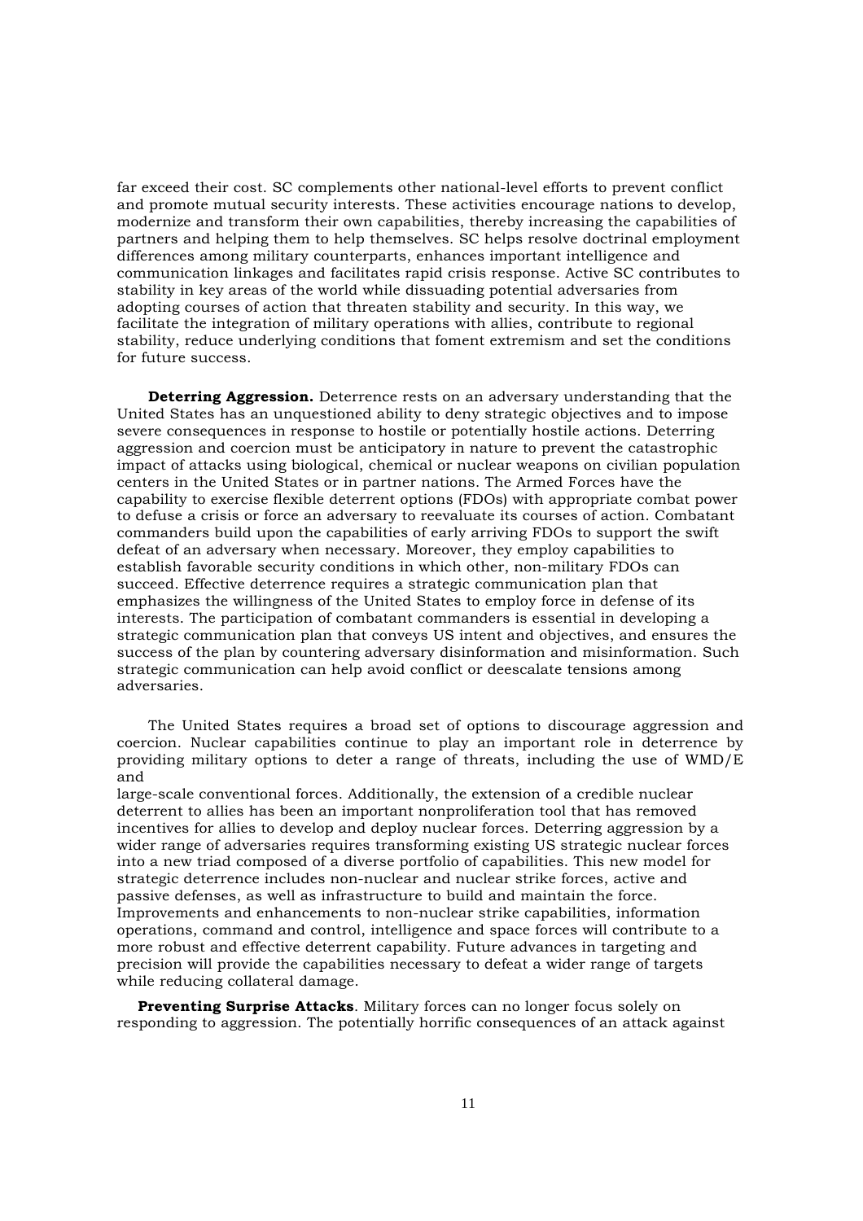far exceed their cost. SC complements other national-level efforts to prevent conflict and promote mutual security interests. These activities encourage nations to develop, modernize and transform their own capabilities, thereby increasing the capabilities of partners and helping them to help themselves. SC helps resolve doctrinal employment differences among military counterparts, enhances important intelligence and communication linkages and facilitates rapid crisis response. Active SC contributes to stability in key areas of the world while dissuading potential adversaries from adopting courses of action that threaten stability and security. In this way, we facilitate the integration of military operations with allies, contribute to regional stability, reduce underlying conditions that foment extremism and set the conditions for future success.

**Deterring Aggression.** Deterrence rests on an adversary understanding that the United States has an unquestioned ability to deny strategic objectives and to impose severe consequences in response to hostile or potentially hostile actions. Deterring aggression and coercion must be anticipatory in nature to prevent the catastrophic impact of attacks using biological, chemical or nuclear weapons on civilian population centers in the United States or in partner nations. The Armed Forces have the capability to exercise flexible deterrent options (FDOs) with appropriate combat power to defuse a crisis or force an adversary to reevaluate its courses of action. Combatant commanders build upon the capabilities of early arriving FDOs to support the swift defeat of an adversary when necessary. Moreover, they employ capabilities to establish favorable security conditions in which other, non-military FDOs can succeed. Effective deterrence requires a strategic communication plan that emphasizes the willingness of the United States to employ force in defense of its interests. The participation of combatant commanders is essential in developing a strategic communication plan that conveys US intent and objectives, and ensures the success of the plan by countering adversary disinformation and misinformation. Such strategic communication can help avoid conflict or deescalate tensions among adversaries.

The United States requires a broad set of options to discourage aggression and coercion. Nuclear capabilities continue to play an important role in deterrence by providing military options to deter a range of threats, including the use of WMD/E and large-scale conventional forces. Additionally, the extension of a credible nuclear deterrent to allies has been an important nonproliferation tool that has removed incentives for allies to develop and deploy nuclear forces. Deterring aggression by a wider range of adversaries requires transforming existing US strategic nuclear forces into a new triad composed of a diverse portfolio of capabilities. This new model for strategic deterrence includes non-nuclear and nuclear strike forces, active and passive defenses, as well as infrastructure to build and maintain the force. Improvements and enhancements to non-nuclear strike capabilities, information operations, command and control, intelligence and space forces will contribute to a more robust and effective deterrent capability. Future advances in targeting and precision will provide the capabilities necessary to defeat a wider range of targets while reducing collateral damage.

**Preventing Surprise Attacks**. Military forces can no longer focus solely on responding to aggression. The potentially horrific consequences of an attack against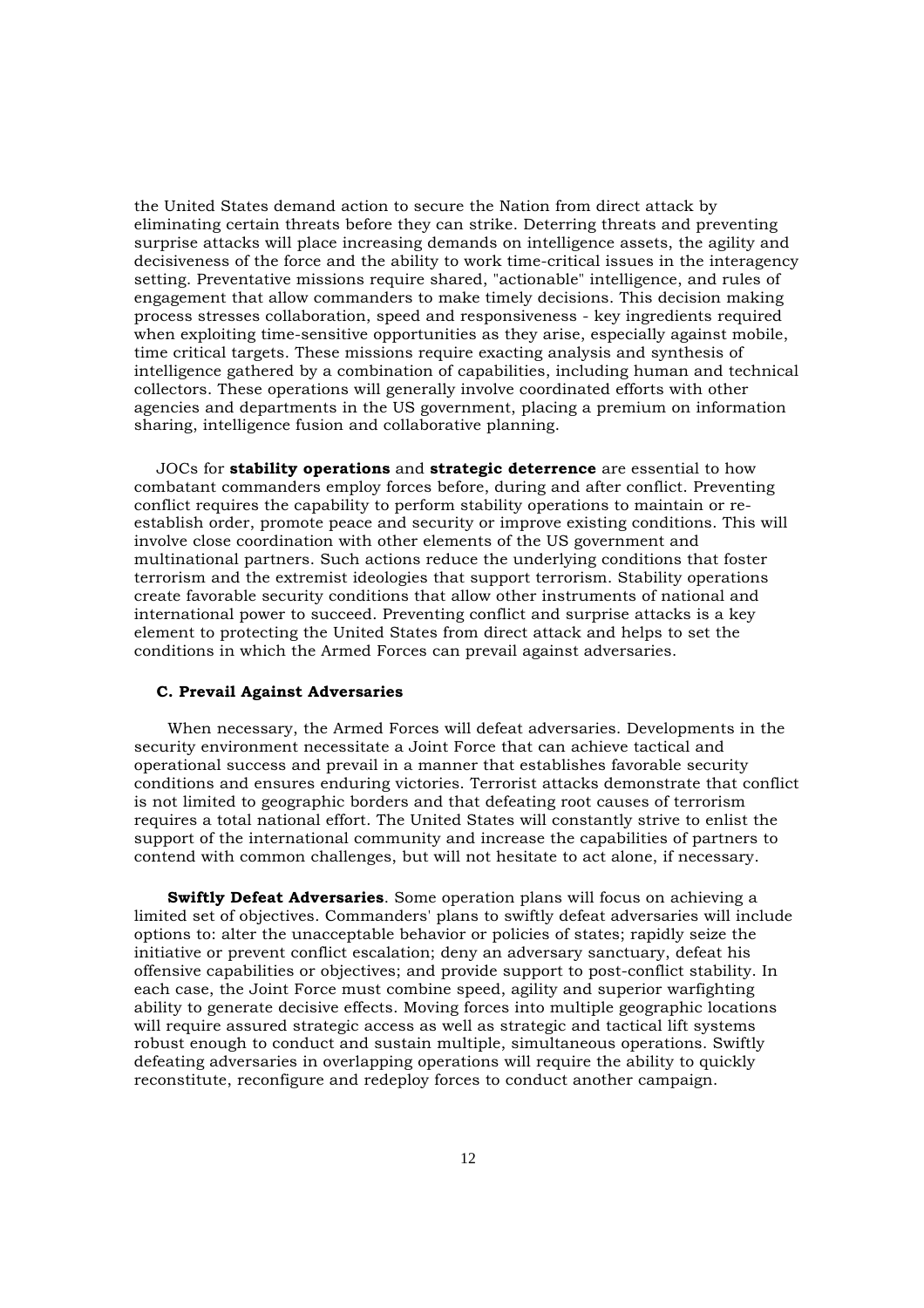the United States demand action to secure the Nation from direct attack by eliminating certain threats before they can strike. Deterring threats and preventing surprise attacks will place increasing demands on intelligence assets, the agility and decisiveness of the force and the ability to work time-critical issues in the interagency setting. Preventative missions require shared, "actionable" intelligence, and rules of engagement that allow commanders to make timely decisions. This decision making process stresses collaboration, speed and responsiveness - key ingredients required when exploiting time-sensitive opportunities as they arise, especially against mobile, time critical targets. These missions require exacting analysis and synthesis of intelligence gathered by a combination of capabilities, including human and technical collectors. These operations will generally involve coordinated efforts with other agencies and departments in the US government, placing a premium on information sharing, intelligence fusion and collaborative planning.

JOCs for **stability operations** and **strategic deterrence** are essential to how combatant commanders employ forces before, during and after conflict. Preventing conflict requires the capability to perform stability operations to maintain or re-establish order, promote peace and security or improve existing conditions. This will involve close coordination with other elements of the US government and multinational partners. Such actions reduce the underlying conditions that foster terrorism and the extremist ideologies that support terrorism. Stability operations create favorable security conditions that allow other instruments of national and international power to succeed. Preventing conflict and surprise attacks is a key element to protecting the United States from direct attack and helps to set the conditions in which the Armed Forces can prevail against adversaries.

### C. Prevail Against Adversaries

When necessary, the Armed Forces will defeat adversaries. Developments in the security environment necessitate a Joint Force that can achieve tactical and operational success and prevail in a manner that establishes favorable security conditions and ensures enduring victories. Terrorist attacks demonstrate that conflict is not limited to geographic borders and that defeating root causes of terrorism requires a total national effort. The United States will constantly strive to enlist the support of the international community and increase the capabilities of partners to contend with common challenges, but will not hesitate to act alone, if necessary.

**Swiftly Defeat Adversaries**. Some operation plans will focus on achieving a limited set of objectives. Commanders' plans to swiftly defeat adversaries will include options to: alter the unacceptable behavior or policies of states; rapidly seize the initiative or prevent conflict escalation; deny an adversary sanctuary, defeat his offensive capabilities or objectives; and provide support to post-conflict stability. In each case, the Joint Force must combine speed, agility and superior warfighting ability to generate decisive effects. Moving forces into multiple geographic locations will require assured strategic access as well as strategic and tactical lift systems robust enough to conduct and sustain multiple, simultaneous operations. Swiftly defeating adversaries in overlapping operations will require the ability to quickly reconstitute, reconfigure and redeploy forces to conduct another campaign.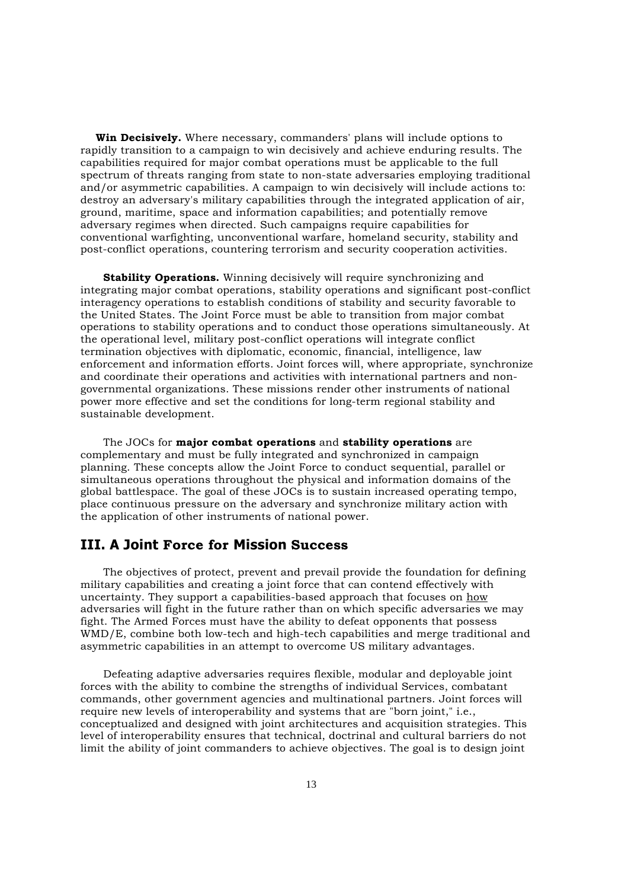**Win Decisively.** Where necessary, commanders' plans will include options to rapidly transition to a campaign to win decisively and achieve enduring results. The capabilities required for major combat operations must be applicable to the full spectrum of threats ranging from state to non-state adversaries employing traditional and/or asymmetric capabilities. A campaign to win decisively will include actions to: destroy an adversary's military capabilities through the integrated application of air, ground, maritime, space and information capabilities; and potentially remove adversary regimes when directed. Such campaigns require capabilities for conventional warfighting, unconventional warfare, homeland security, stability and post-conflict operations, countering terrorism and security cooperation activities.

**Stability Operations.** Winning decisively will require synchronizing and integrating major combat operations, stability operations and significant post-conflict interagency operations to establish conditions of stability and security favorable to the United States. The Joint Force must be able to transition from major combat operations to stability operations and to conduct those operations simultaneously. At the operational level, military post-conflict operations will integrate conflict termination objectives with diplomatic, economic, financial, intelligence, law enforcement and information efforts. Joint forces will, where appropriate, synchronize and coordinate their operations and activities with international partners and non-governmental organizations. These missions render other instruments of national power more effective and set the conditions for long-term regional stability and sustainable development.

The JOCs for **major combat operations** and **stability operations** are complementary and must be fully integrated and synchronized in campaign planning. These concepts allow the Joint Force to conduct sequential, parallel or simultaneous operations throughout the physical and information domains of the global battlespace. The goal of these JOCs is to sustain increased operating tempo, place continuous pressure on the adversary and synchronize military action with the application of other instruments of national power.

## III. A Joint Force for Mission Success

The objectives of protect, prevent and prevail provide the foundation for defining military capabilities and creating a joint force that can contend effectively with uncertainty. They support a capabilities-based approach that focuses on how adversaries will fight in the future rather than on which specific adversaries we may fight. The Armed Forces must have the ability to defeat opponents that possess WMD/E, combine both low-tech and high-tech capabilities and merge traditional and asymmetric capabilities in an attempt to overcome US military advantages.

Defeating adaptive adversaries requires flexible, modular and deployable joint forces with the ability to combine the strengths of individual Services, combatant commands, other government agencies and multinational partners. Joint forces will require new levels of interoperability and systems that are "born joint," i.e., conceptualized and designed with joint architectures and acquisition strategies. This level of interoperability ensures that technical, doctrinal and cultural barriers do not limit the ability of joint commanders to achieve objectives. The goal is to design joint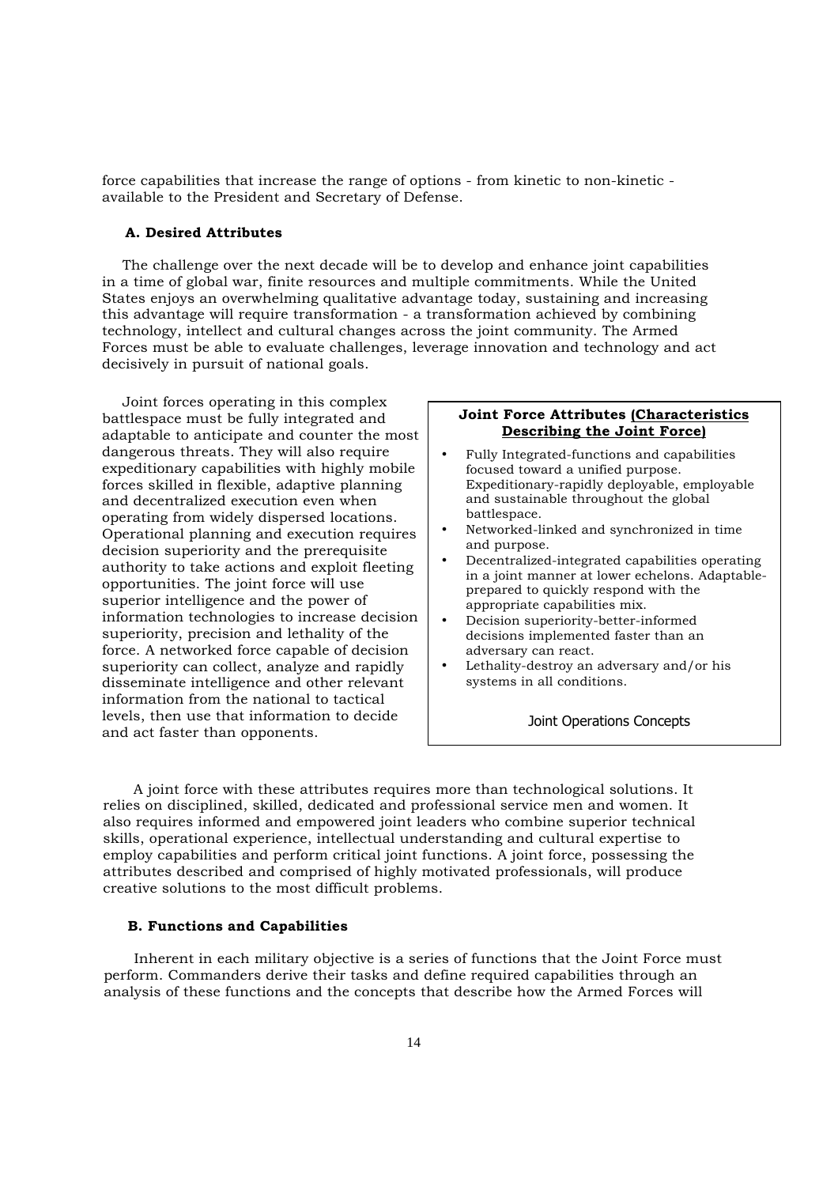force capabilities that increase the range of options - from kinetic to non-kinetic - available to the President and Secretary of Defense.

### A. Desired Attributes

The challenge over the next decade will be to develop and enhance joint capabilities in a time of global war, finite resources and multiple commitments. While the United States enjoys an overwhelming qualitative advantage today, sustaining and increasing this advantage will require transformation - a transformation achieved by combining technology, intellect and cultural changes across the joint community. The Armed Forces must be able to evaluate challenges, leverage innovation and technology and act decisively in pursuit of national goals.

Joint forces operating in this complex battlespace must be fully integrated and adaptable to anticipate and counter the most dangerous threats. They will also require expeditionary capabilities with highly mobile forces skilled in flexible, adaptive planning and decentralized execution even when operating from widely dispersed locations. Operational planning and execution requires decision superiority and the prerequisite authority to take actions and exploit fleeting opportunities. The joint force will use superior intelligence and the power of information technologies to increase decision superiority, precision and lethality of the force. A networked force capable of decision superiority can collect, analyze and rapidly disseminate intelligence and other relevant information from the national to tactical levels, then use that information to decide and act faster than opponents.

**Joint Force Attributes (Characteristics Describing the Joint Force)**

- Fully Integrated-functions and capabilities focused toward a unified purpose. Expeditionary-rapidly deployable, employable and sustainable throughout the global battlespace.
- Networked-linked and synchronized in time and purpose.
- Decentralized-integrated capabilities operating in a joint manner at lower echelons. Adaptable-prepared to quickly respond with the appropriate capabilities mix.
- Decision superiority-better-informed decisions implemented faster than an adversary can react.
- Lethality-destroy an adversary and/or his systems in all conditions.

Joint Operations Concepts

A joint force with these attributes requires more than technological solutions. It relies on disciplined, skilled, dedicated and professional service men and women. It also requires informed and empowered joint leaders who combine superior technical skills, operational experience, intellectual understanding and cultural expertise to employ capabilities and perform critical joint functions. A joint force, possessing the attributes described and comprised of highly motivated professionals, will produce creative solutions to the most difficult problems.

### B. Functions and Capabilities

Inherent in each military objective is a series of functions that the Joint Force must perform. Commanders derive their tasks and define required capabilities through an analysis of these functions and the concepts that describe how the Armed Forces will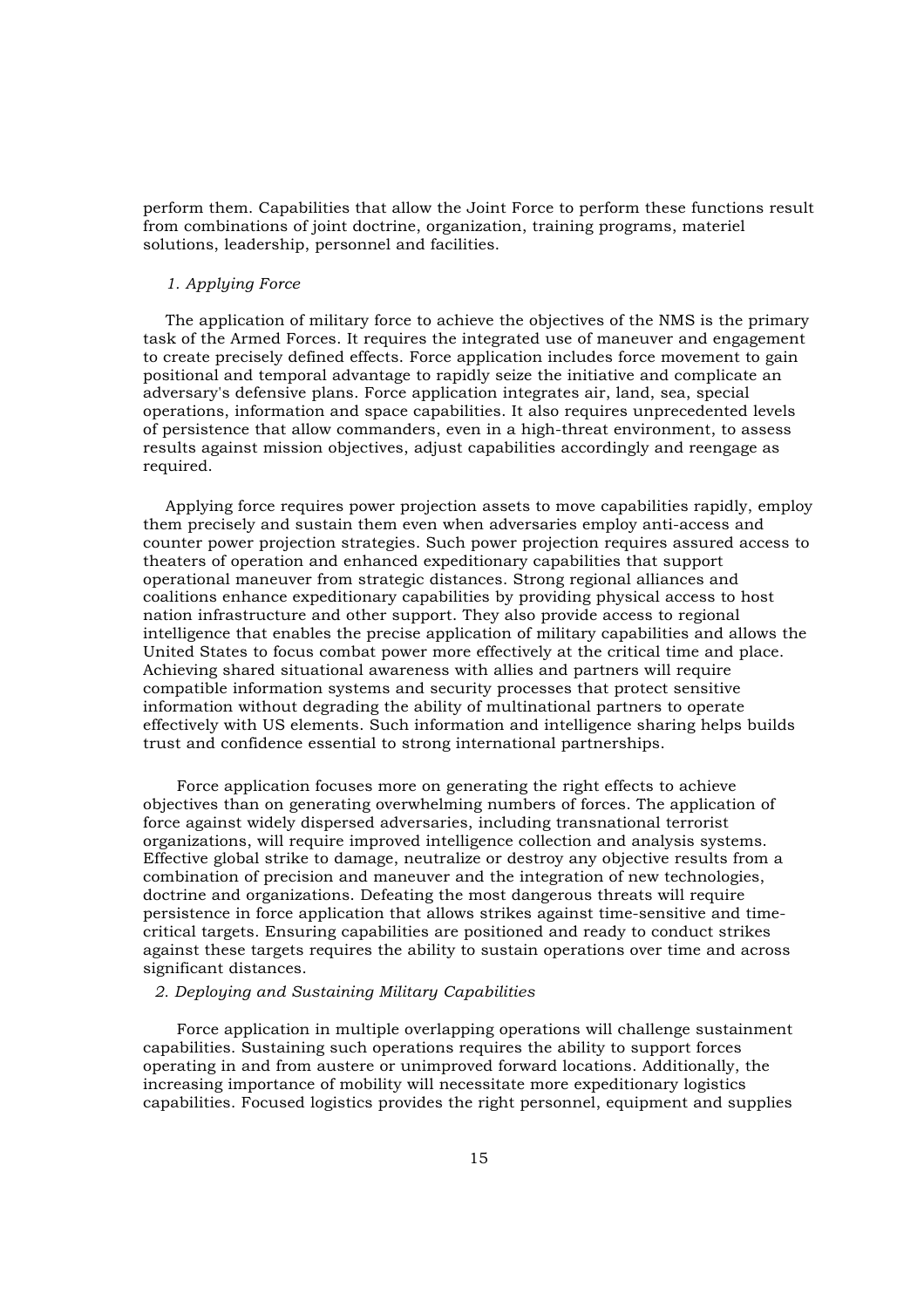perform them. Capabilities that allow the Joint Force to perform these functions result from combinations of joint doctrine, organization, training programs, materiel solutions, leadership, personnel and facilities.

*1. Applying Force*

The application of military force to achieve the objectives of the NMS is the primary task of the Armed Forces. It requires the integrated use of maneuver and engagement to create precisely defined effects. Force application includes force movement to gain positional and temporal advantage to rapidly seize the initiative and complicate an adversary's defensive plans. Force application integrates air, land, sea, special operations, information and space capabilities. It also requires unprecedented levels of persistence that allow commanders, even in a high-threat environment, to assess results against mission objectives, adjust capabilities accordingly and reengage as required.

Applying force requires power projection assets to move capabilities rapidly, employ them precisely and sustain them even when adversaries employ anti-access and counter power projection strategies. Such power projection requires assured access to theaters of operation and enhanced expeditionary capabilities that support operational maneuver from strategic distances. Strong regional alliances and coalitions enhance expeditionary capabilities by providing physical access to host nation infrastructure and other support. They also provide access to regional intelligence that enables the precise application of military capabilities and allows the United States to focus combat power more effectively at the critical time and place. Achieving shared situational awareness with allies and partners will require compatible information systems and security processes that protect sensitive information without degrading the ability of multinational partners to operate effectively with US elements. Such information and intelligence sharing helps builds trust and confidence essential to strong international partnerships.

Force application focuses more on generating the right effects to achieve objectives than on generating overwhelming numbers of forces. The application of force against widely dispersed adversaries, including transnational terrorist organizations, will require improved intelligence collection and analysis systems. Effective global strike to damage, neutralize or destroy any objective results from a combination of precision and maneuver and the integration of new technologies, doctrine and organizations. Defeating the most dangerous threats will require persistence in force application that allows strikes against time-sensitive and time-critical targets. Ensuring capabilities are positioned and ready to conduct strikes against these targets requires the ability to sustain operations over time and across significant distances.

*2. Deploying and Sustaining Military Capabilities*

Force application in multiple overlapping operations will challenge sustainment capabilities. Sustaining such operations requires the ability to support forces operating in and from austere or unimproved forward locations. Additionally, the increasing importance of mobility will necessitate more expeditionary logistics capabilities. Focused logistics provides the right personnel, equipment and supplies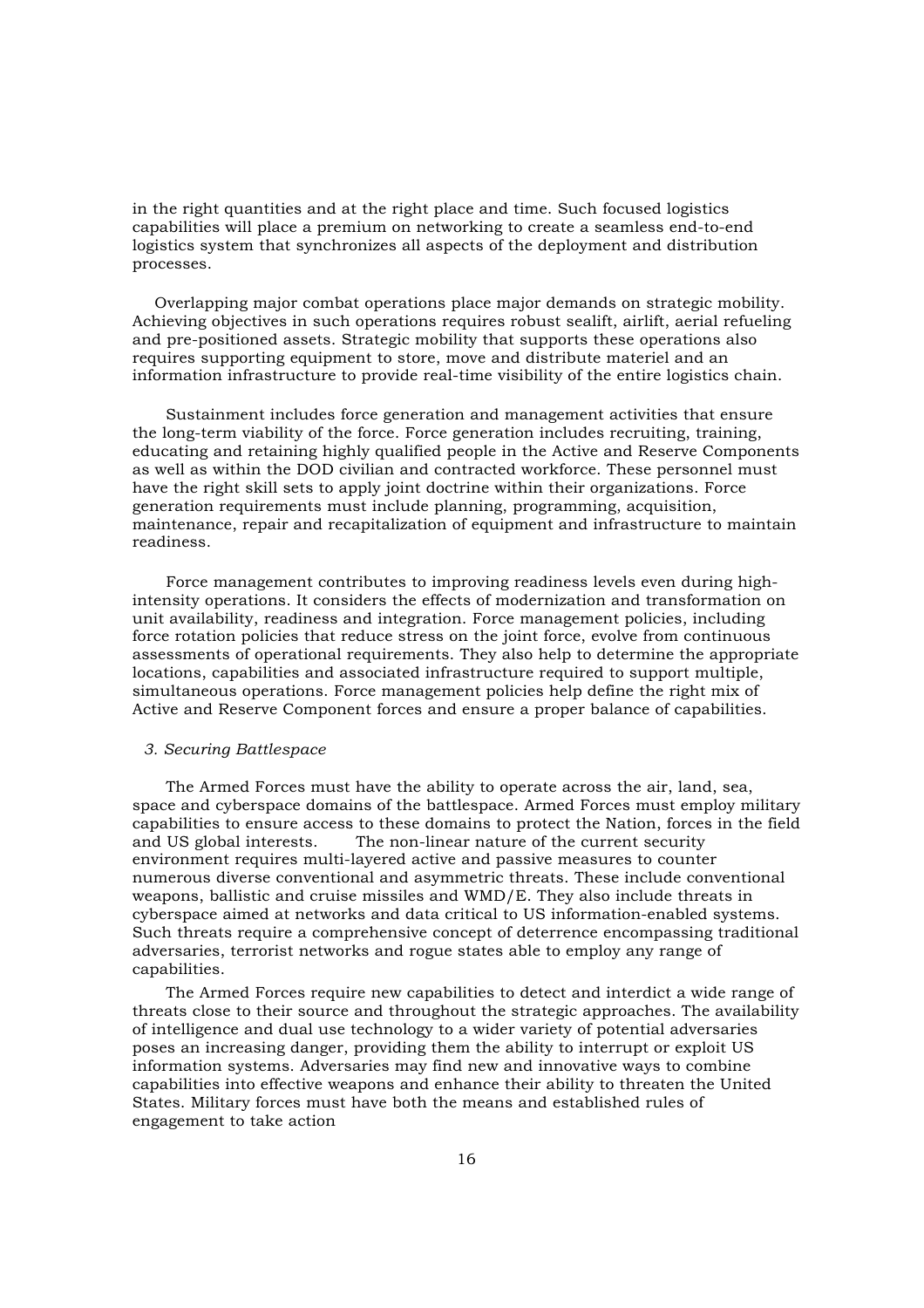in the right quantities and at the right place and time. Such focused logistics capabilities will place a premium on networking to create a seamless end-to-end logistics system that synchronizes all aspects of the deployment and distribution processes.

Overlapping major combat operations place major demands on strategic mobility. Achieving objectives in such operations requires robust sealift, airlift, aerial refueling and pre-positioned assets. Strategic mobility that supports these operations also requires supporting equipment to store, move and distribute materiel and an information infrastructure to provide real-time visibility of the entire logistics chain.

Sustainment includes force generation and management activities that ensure the long-term viability of the force. Force generation includes recruiting, training, educating and retaining highly qualified people in the Active and Reserve Components as well as within the DOD civilian and contracted workforce. These personnel must have the right skill sets to apply joint doctrine within their organizations. Force generation requirements must include planning, programming, acquisition, maintenance, repair and recapitalization of equipment and infrastructure to maintain readiness.

Force management contributes to improving readiness levels even during high-intensity operations. It considers the effects of modernization and transformation on unit availability, readiness and integration. Force management policies, including force rotation policies that reduce stress on the joint force, evolve from continuous assessments of operational requirements. They also help to determine the appropriate locations, capabilities and associated infrastructure required to support multiple, simultaneous operations. Force management policies help define the right mix of Active and Reserve Component forces and ensure a proper balance of capabilities.

*3. Securing Battlespace*

The Armed Forces must have the ability to operate across the air, land, sea, space and cyberspace domains of the battlespace. Armed Forces must employ military capabilities to ensure access to these domains to protect the Nation, forces in the field and US global interests. The non-linear nature of the current security environment requires multi-layered active and passive measures to counter numerous diverse conventional and asymmetric threats. These include conventional weapons, ballistic and cruise missiles and WMD/E. They also include threats in cyberspace aimed at networks and data critical to US information-enabled systems. Such threats require a comprehensive concept of deterrence encompassing traditional adversaries, terrorist networks and rogue states able to employ any range of capabilities.

The Armed Forces require new capabilities to detect and interdict a wide range of threats close to their source and throughout the strategic approaches. The availability of intelligence and dual use technology to a wider variety of potential adversaries poses an increasing danger, providing them the ability to interrupt or exploit US information systems. Adversaries may find new and innovative ways to combine capabilities into effective weapons and enhance their ability to threaten the United States. Military forces must have both the means and established rules of engagement to take action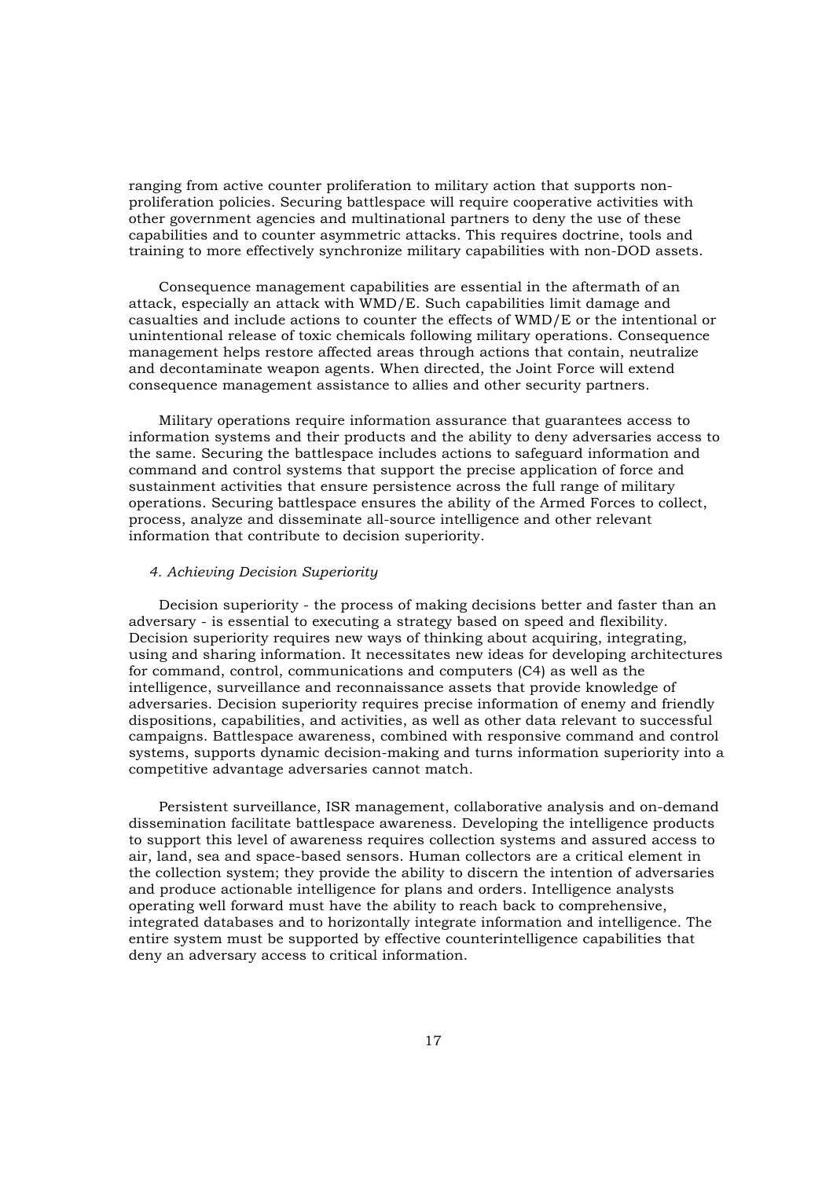ranging from active counter proliferation to military action that supports non-proliferation policies. Securing battlespace will require cooperative activities with other government agencies and multinational partners to deny the use of these capabilities and to counter asymmetric attacks. This requires doctrine, tools and training to more effectively synchronize military capabilities with non-DOD assets.

Consequence management capabilities are essential in the aftermath of an attack, especially an attack with WMD/E. Such capabilities limit damage and casualties and include actions to counter the effects of WMD/E or the intentional or unintentional release of toxic chemicals following military operations. Consequence management helps restore affected areas through actions that contain, neutralize and decontaminate weapon agents. When directed, the Joint Force will extend consequence management assistance to allies and other security partners.

Military operations require information assurance that guarantees access to information systems and their products and the ability to deny adversaries access to the same. Securing the battlespace includes actions to safeguard information and command and control systems that support the precise application of force and sustainment activities that ensure persistence across the full range of military operations. Securing battlespace ensures the ability of the Armed Forces to collect, process, analyze and disseminate all-source intelligence and other relevant information that contribute to decision superiority.

*4. Achieving Decision Superiority*

Decision superiority - the process of making decisions better and faster than an adversary - is essential to executing a strategy based on speed and flexibility. Decision superiority requires new ways of thinking about acquiring, integrating, using and sharing information. It necessitates new ideas for developing architectures for command, control, communications and computers (C4) as well as the intelligence, surveillance and reconnaissance assets that provide knowledge of adversaries. Decision superiority requires precise information of enemy and friendly dispositions, capabilities, and activities, as well as other data relevant to successful campaigns. Battlespace awareness, combined with responsive command and control systems, supports dynamic decision-making and turns information superiority into a competitive advantage adversaries cannot match.

Persistent surveillance, ISR management, collaborative analysis and on-demand dissemination facilitate battlespace awareness. Developing the intelligence products to support this level of awareness requires collection systems and assured access to air, land, sea and space-based sensors. Human collectors are a critical element in the collection system; they provide the ability to discern the intention of adversaries and produce actionable intelligence for plans and orders. Intelligence analysts operating well forward must have the ability to reach back to comprehensive, integrated databases and to horizontally integrate information and intelligence. The entire system must be supported by effective counterintelligence capabilities that deny an adversary access to critical information.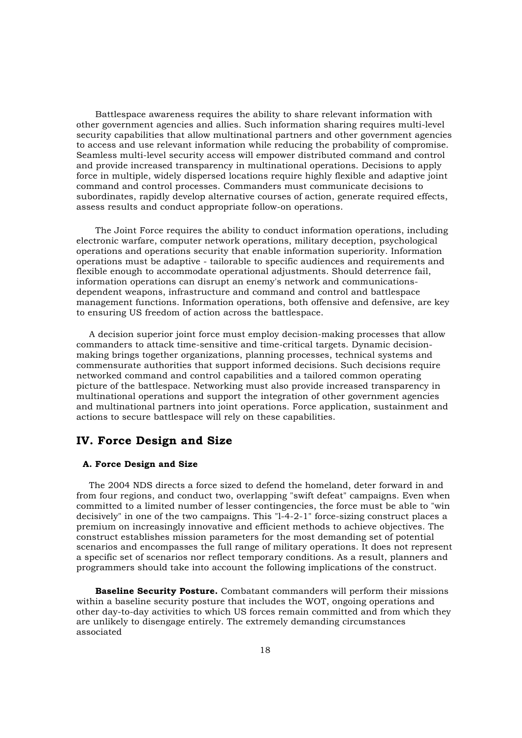Battlespace awareness requires the ability to share relevant information with other government agencies and allies. Such information sharing requires multi-level security capabilities that allow multinational partners and other government agencies to access and use relevant information while reducing the probability of compromise. Seamless multi-level security access will empower distributed command and control and provide increased transparency in multinational operations. Decisions to apply force in multiple, widely dispersed locations require highly flexible and adaptive joint command and control processes. Commanders must communicate decisions to subordinates, rapidly develop alternative courses of action, generate required effects, assess results and conduct appropriate follow-on operations.

The Joint Force requires the ability to conduct information operations, including electronic warfare, computer network operations, military deception, psychological operations and operations security that enable information superiority. Information operations must be adaptive - tailorable to specific audiences and requirements and flexible enough to accommodate operational adjustments. Should deterrence fail, information operations can disrupt an enemy's network and communications-dependent weapons, infrastructure and command and control and battlespace management functions. Information operations, both offensive and defensive, are key to ensuring US freedom of action across the battlespace.

A decision superior joint force must employ decision-making processes that allow commanders to attack time-sensitive and time-critical targets. Dynamic decision-making brings together organizations, planning processes, technical systems and commensurate authorities that support informed decisions. Such decisions require networked command and control capabilities and a tailored common operating picture of the battlespace. Networking must also provide increased transparency in multinational operations and support the integration of other government agencies and multinational partners into joint operations. Force application, sustainment and actions to secure battlespace will rely on these capabilities.

## IV. Force Design and Size

### A. Force Design and Size

The 2004 NDS directs a force sized to defend the homeland, deter forward in and from four regions, and conduct two, overlapping "swift defeat" campaigns. Even when committed to a limited number of lesser contingencies, the force must be able to "win decisively" in one of the two campaigns. This "1-4-2-1" force-sizing construct places a premium on increasingly innovative and efficient methods to achieve objectives. The construct establishes mission parameters for the most demanding set of potential scenarios and encompasses the full range of military operations. It does not represent a specific set of scenarios nor reflect temporary conditions. As a result, planners and programmers should take into account the following implications of the construct.

**Baseline Security Posture.** Combatant commanders will perform their missions within a baseline security posture that includes the WOT, ongoing operations and other day-to-day activities to which US forces remain committed and from which they are unlikely to disengage entirely. The extremely demanding circumstances associated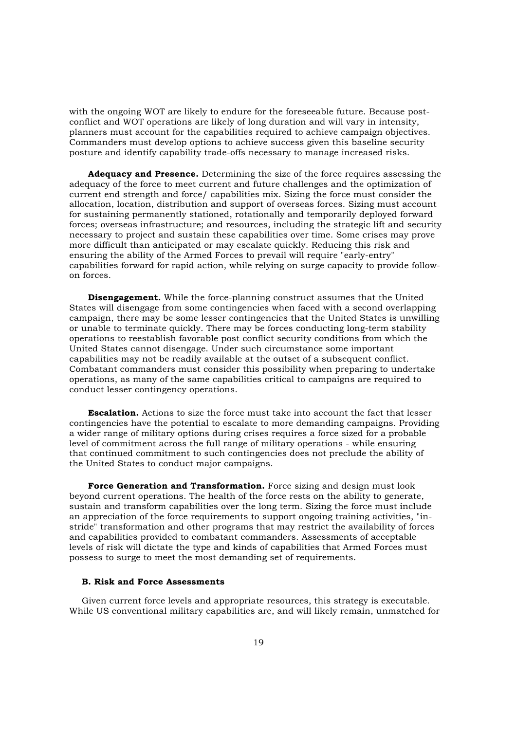with the ongoing WOT are likely to endure for the foreseeable future. Because post-conflict and WOT operations are likely of long duration and will vary in intensity, planners must account for the capabilities required to achieve campaign objectives. Commanders must develop options to achieve success given this baseline security posture and identify capability trade-offs necessary to manage increased risks.

**Adequacy and Presence.** Determining the size of the force requires assessing the adequacy of the force to meet current and future challenges and the optimization of current end strength and force/ capabilities mix. Sizing the force must consider the allocation, location, distribution and support of overseas forces. Sizing must account for sustaining permanently stationed, rotationally and temporarily deployed forward forces; overseas infrastructure; and resources, including the strategic lift and security necessary to project and sustain these capabilities over time. Some crises may prove more difficult than anticipated or may escalate quickly. Reducing this risk and ensuring the ability of the Armed Forces to prevail will require "early-entry" capabilities forward for rapid action, while relying on surge capacity to provide follow-on forces.

**Disengagement.** While the force-planning construct assumes that the United States will disengage from some contingencies when faced with a second overlapping campaign, there may be some lesser contingencies that the United States is unwilling or unable to terminate quickly. There may be forces conducting long-term stability operations to reestablish favorable post conflict security conditions from which the United States cannot disengage. Under such circumstance some important capabilities may not be readily available at the outset of a subsequent conflict. Combatant commanders must consider this possibility when preparing to undertake operations, as many of the same capabilities critical to campaigns are required to conduct lesser contingency operations.

**Escalation.** Actions to size the force must take into account the fact that lesser contingencies have the potential to escalate to more demanding campaigns. Providing a wider range of military options during crises requires a force sized for a probable level of commitment across the full range of military operations - while ensuring that continued commitment to such contingencies does not preclude the ability of the United States to conduct major campaigns.

**Force Generation and Transformation.** Force sizing and design must look beyond current operations. The health of the force rests on the ability to generate, sustain and transform capabilities over the long term. Sizing the force must include an appreciation of the force requirements to support ongoing training activities, "in-stride" transformation and other programs that may restrict the availability of forces and capabilities provided to combatant commanders. Assessments of acceptable levels of risk will dictate the type and kinds of capabilities that Armed Forces must possess to surge to meet the most demanding set of requirements.

#### B. Risk and Force Assessments

Given current force levels and appropriate resources, this strategy is executable. While US conventional military capabilities are, and will likely remain, unmatched for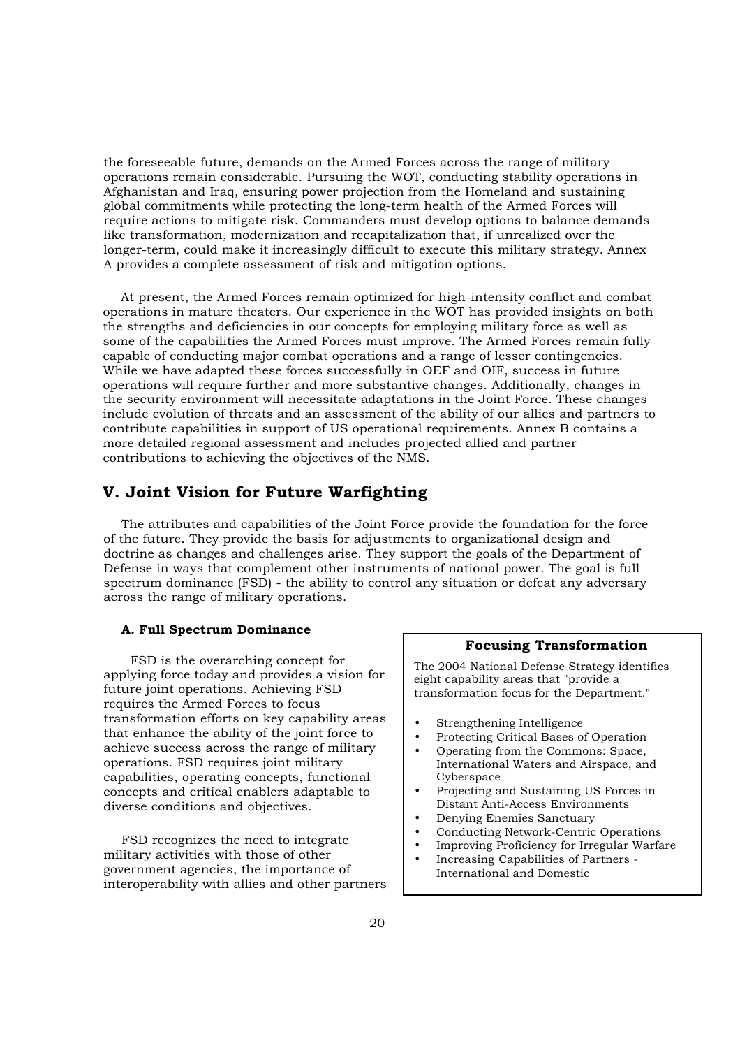the foreseeable future, demands on the Armed Forces across the range of military operations remain considerable. Pursuing the WOT, conducting stability operations in Afghanistan and Iraq, ensuring power projection from the Homeland and sustaining global commitments while protecting the long-term health of the Armed Forces will require actions to mitigate risk. Commanders must develop options to balance demands like transformation, modernization and recapitalization that, if unrealized over the longer-term, could make it increasingly difficult to execute this military strategy. Annex A provides a complete assessment of risk and mitigation options.

At present, the Armed Forces remain optimized for high-intensity conflict and combat operations in mature theaters. Our experience in the WOT has provided insights on both the strengths and deficiencies in our concepts for employing military force as well as some of the capabilities the Armed Forces must improve. The Armed Forces remain fully capable of conducting major combat operations and a range of lesser contingencies. While we have adapted these forces successfully in OEF and OIF, success in future operations will require further and more substantive changes. Additionally, changes in the security environment will necessitate adaptations in the Joint Force. These changes include evolution of threats and an assessment of the ability of our allies and partners to contribute capabilities in support of US operational requirements. Annex B contains a more detailed regional assessment and includes projected allied and partner contributions to achieving the objectives of the NMS.

## V. Joint Vision for Future Warfighting

The attributes and capabilities of the Joint Force provide the foundation for the force of the future. They provide the basis for adjustments to organizational design and doctrine as changes and challenges arise. They support the goals of the Department of Defense in ways that complement other instruments of national power. The goal is full spectrum dominance (FSD) - the ability to control any situation or defeat any adversary across the range of military operations.

### A. Full Spectrum Dominance

FSD is the overarching concept for applying force today and provides a vision for future joint operations. Achieving FSD requires the Armed Forces to focus transformation efforts on key capability areas that enhance the ability of the joint force to achieve success across the range of military operations. FSD requires joint military capabilities, operating concepts, functional concepts and critical enablers adaptable to diverse conditions and objectives.

FSD recognizes the need to integrate military activities with those of other government agencies, the importance of interoperability with allies and other partners

**Focusing Transformation**

The 2004 National Defense Strategy identifies eight capability areas that "provide a transformation focus for the Department."

- Strengthening Intelligence
- Protecting Critical Bases of Operation
- Operating from the Commons: Space, International Waters and Airspace, and Cyberspace
- Projecting and Sustaining US Forces in Distant Anti-Access Environments
- Denying Enemies Sanctuary
- Conducting Network-Centric Operations
- Improving Proficiency for Irregular Warfare
- Increasing Capabilities of Partners - International and Domestic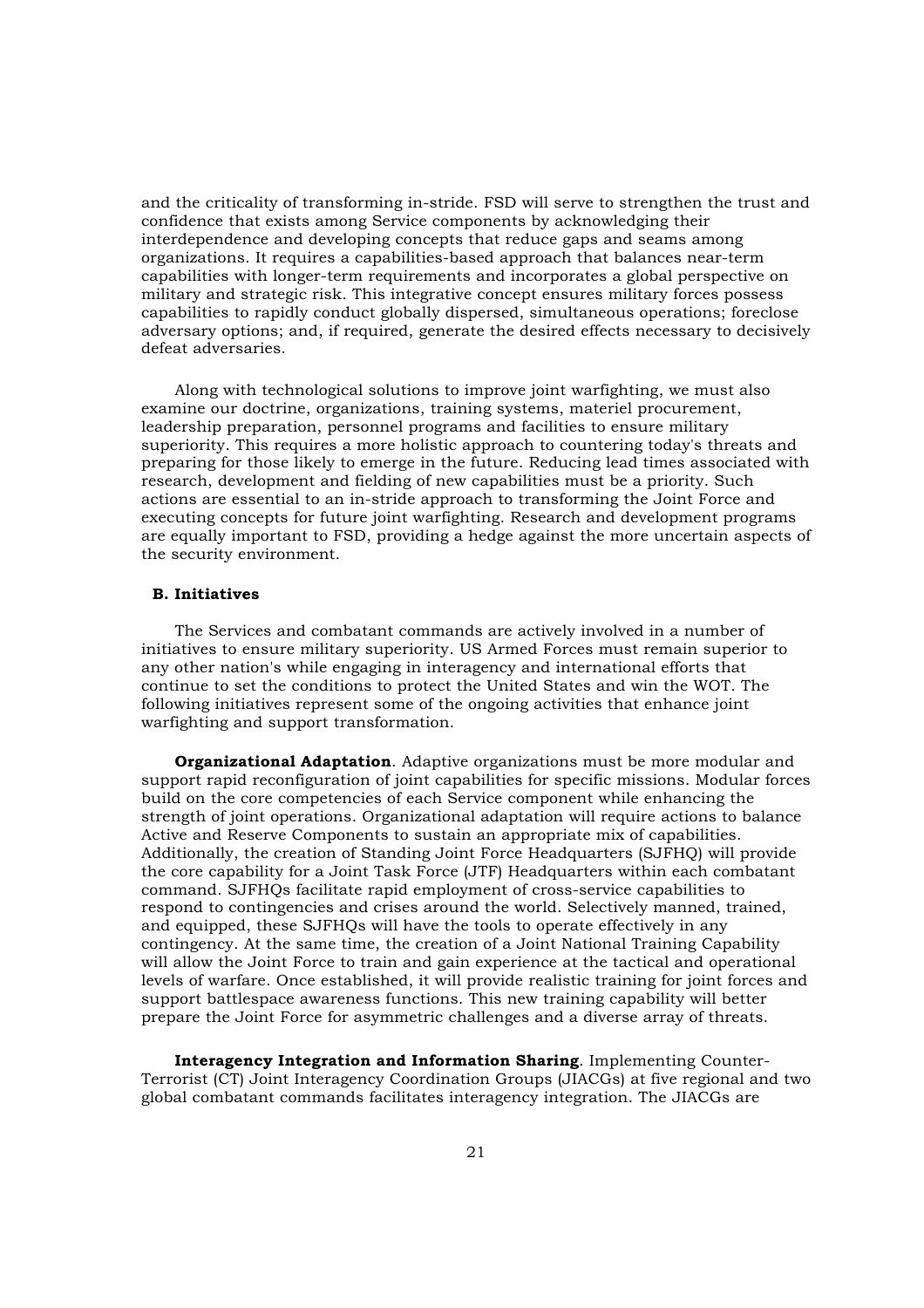and the criticality of transforming in-stride. FSD will serve to strengthen the trust and confidence that exists among Service components by acknowledging their interdependence and developing concepts that reduce gaps and seams among organizations. It requires a capabilities-based approach that balances near-term capabilities with longer-term requirements and incorporates a global perspective on military and strategic risk. This integrative concept ensures military forces possess capabilities to rapidly conduct globally dispersed, simultaneous operations; foreclose adversary options; and, if required, generate the desired effects necessary to decisively defeat adversaries.

Along with technological solutions to improve joint warfighting, we must also examine our doctrine, organizations, training systems, materiel procurement, leadership preparation, personnel programs and facilities to ensure military superiority. This requires a more holistic approach to countering today's threats and preparing for those likely to emerge in the future. Reducing lead times associated with research, development and fielding of new capabilities must be a priority. Such actions are essential to an in-stride approach to transforming the Joint Force and executing concepts for future joint warfighting. Research and development programs are equally important to FSD, providing a hedge against the more uncertain aspects of the security environment.

### B. Initiatives

The Services and combatant commands are actively involved in a number of initiatives to ensure military superiority. US Armed Forces must remain superior to any other nation's while engaging in interagency and international efforts that continue to set the conditions to protect the United States and win the WOT. The following initiatives represent some of the ongoing activities that enhance joint warfighting and support transformation.

**Organizational Adaptation**. Adaptive organizations must be more modular and support rapid reconfiguration of joint capabilities for specific missions. Modular forces build on the core competencies of each Service component while enhancing the strength of joint operations. Organizational adaptation will require actions to balance Active and Reserve Components to sustain an appropriate mix of capabilities. Additionally, the creation of Standing Joint Force Headquarters (SJFHQ) will provide the core capability for a Joint Task Force (JTF) Headquarters within each combatant command. SJFHQs facilitate rapid employment of cross-service capabilities to respond to contingencies and crises around the world. Selectively manned, trained, and equipped, these SJFHQs will have the tools to operate effectively in any contingency. At the same time, the creation of a Joint National Training Capability will allow the Joint Force to train and gain experience at the tactical and operational levels of warfare. Once established, it will provide realistic training for joint forces and support battlespace awareness functions. This new training capability will better prepare the Joint Force for asymmetric challenges and a diverse array of threats.

**Interagency Integration and Information Sharing**. Implementing Counter-Terrorist (CT) Joint Interagency Coordination Groups (JIACGs) at five regional and two global combatant commands facilitates interagency integration. The JIACGs are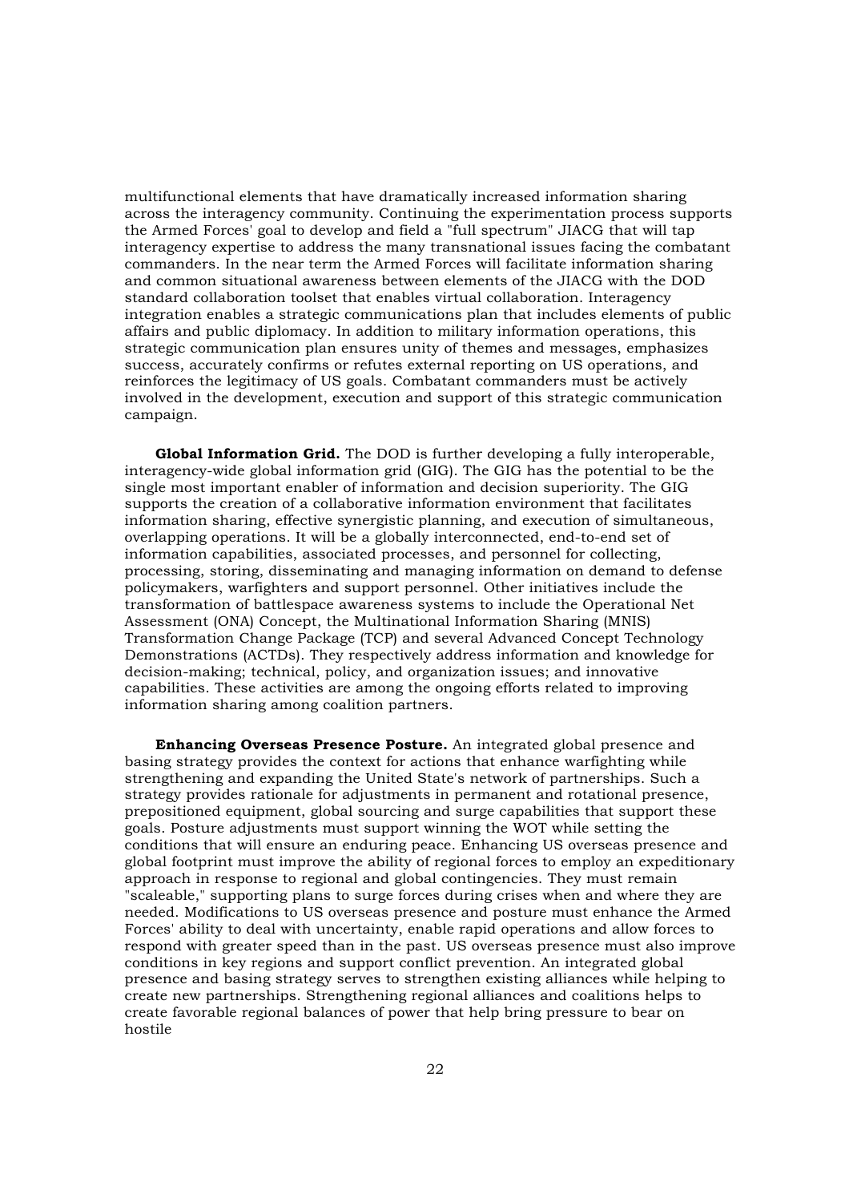multifunctional elements that have dramatically increased information sharing across the interagency community. Continuing the experimentation process supports the Armed Forces' goal to develop and field a "full spectrum" JIACG that will tap interagency expertise to address the many transnational issues facing the combatant commanders. In the near term the Armed Forces will facilitate information sharing and common situational awareness between elements of the JIACG with the DOD standard collaboration toolset that enables virtual collaboration. Interagency integration enables a strategic communications plan that includes elements of public affairs and public diplomacy. In addition to military information operations, this strategic communication plan ensures unity of themes and messages, emphasizes success, accurately confirms or refutes external reporting on US operations, and reinforces the legitimacy of US goals. Combatant commanders must be actively involved in the development, execution and support of this strategic communication campaign.

**Global Information Grid.** The DOD is further developing a fully interoperable, interagency-wide global information grid (GIG). The GIG has the potential to be the single most important enabler of information and decision superiority. The GIG supports the creation of a collaborative information environment that facilitates information sharing, effective synergistic planning, and execution of simultaneous, overlapping operations. It will be a globally interconnected, end-to-end set of information capabilities, associated processes, and personnel for collecting, processing, storing, disseminating and managing information on demand to defense policymakers, warfighters and support personnel. Other initiatives include the transformation of battlespace awareness systems to include the Operational Net Assessment (ONA) Concept, the Multinational Information Sharing (MNIS) Transformation Change Package (TCP) and several Advanced Concept Technology Demonstrations (ACTDs). They respectively address information and knowledge for decision-making; technical, policy, and organization issues; and innovative capabilities. These activities are among the ongoing efforts related to improving information sharing among coalition partners.

**Enhancing Overseas Presence Posture.** An integrated global presence and basing strategy provides the context for actions that enhance warfighting while strengthening and expanding the United State's network of partnerships. Such a strategy provides rationale for adjustments in permanent and rotational presence, prepositioned equipment, global sourcing and surge capabilities that support these goals. Posture adjustments must support winning the WOT while setting the conditions that will ensure an enduring peace. Enhancing US overseas presence and global footprint must improve the ability of regional forces to employ an expeditionary approach in response to regional and global contingencies. They must remain "scaleable," supporting plans to surge forces during crises when and where they are needed. Modifications to US overseas presence and posture must enhance the Armed Forces' ability to deal with uncertainty, enable rapid operations and allow forces to respond with greater speed than in the past. US overseas presence must also improve conditions in key regions and support conflict prevention. An integrated global presence and basing strategy serves to strengthen existing alliances while helping to create new partnerships. Strengthening regional alliances and coalitions helps to create favorable regional balances of power that help bring pressure to bear on hostile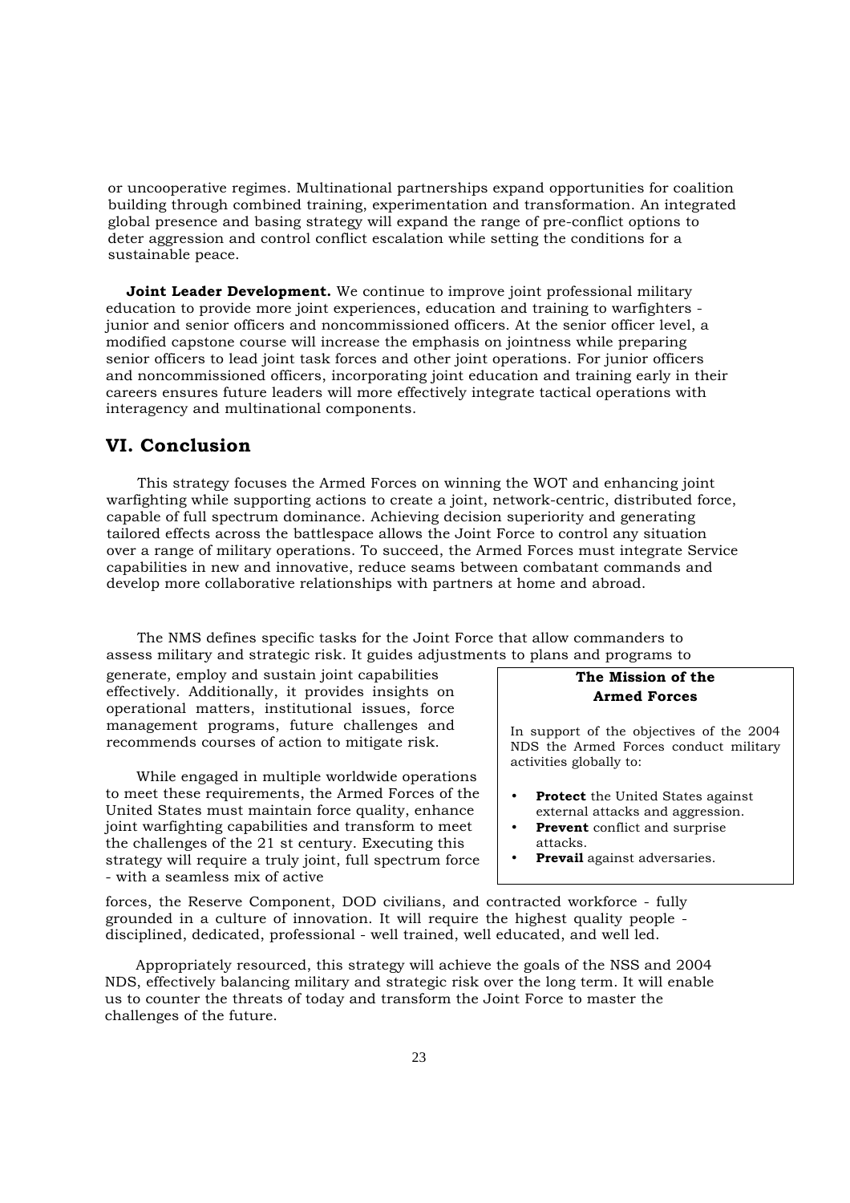or uncooperative regimes. Multinational partnerships expand opportunities for coalition building through combined training, experimentation and transformation. An integrated global presence and basing strategy will expand the range of pre-conflict options to deter aggression and control conflict escalation while setting the conditions for a sustainable peace.

**Joint Leader Development.** We continue to improve joint professional military education to provide more joint experiences, education and training to warfighters - junior and senior officers and noncommissioned officers. At the senior officer level, a modified capstone course will increase the emphasis on jointness while preparing senior officers to lead joint task forces and other joint operations. For junior officers and noncommissioned officers, incorporating joint education and training early in their careers ensures future leaders will more effectively integrate tactical operations with interagency and multinational components.

## VI. Conclusion

This strategy focuses the Armed Forces on winning the WOT and enhancing joint warfighting while supporting actions to create a joint, network-centric, distributed force, capable of full spectrum dominance. Achieving decision superiority and generating tailored effects across the battlespace allows the Joint Force to control any situation over a range of military operations. To succeed, the Armed Forces must integrate Service capabilities in new and innovative, reduce seams between combatant commands and develop more collaborative relationships with partners at home and abroad.

The NMS defines specific tasks for the Joint Force that allow commanders to assess military and strategic risk. It guides adjustments to plans and programs to generate, employ and sustain joint capabilities effectively. Additionally, it provides insights on operational matters, institutional issues, force management programs, future challenges and recommends courses of action to mitigate risk.

While engaged in multiple worldwide operations to meet these requirements, the Armed Forces of the United States must maintain force quality, enhance joint warfighting capabilities and transform to meet the challenges of the 21 st century. Executing this strategy will require a truly joint, full spectrum force - with a seamless mix of active forces, the Reserve Component, DOD civilians, and contracted workforce - fully grounded in a culture of innovation. It will require the highest quality people - disciplined, dedicated, professional - well trained, well educated, and well led.

**The Mission of the Armed Forces**

In support of the objectives of the 2004 NDS the Armed Forces conduct military activities globally to:

- **Protect** the United States against external attacks and aggression.
- **Prevent** conflict and surprise attacks.
- **Prevail** against adversaries.

Appropriately resourced, this strategy will achieve the goals of the NSS and 2004 NDS, effectively balancing military and strategic risk over the long term. It will enable us to counter the threats of today and transform the Joint Force to master the challenges of the future.